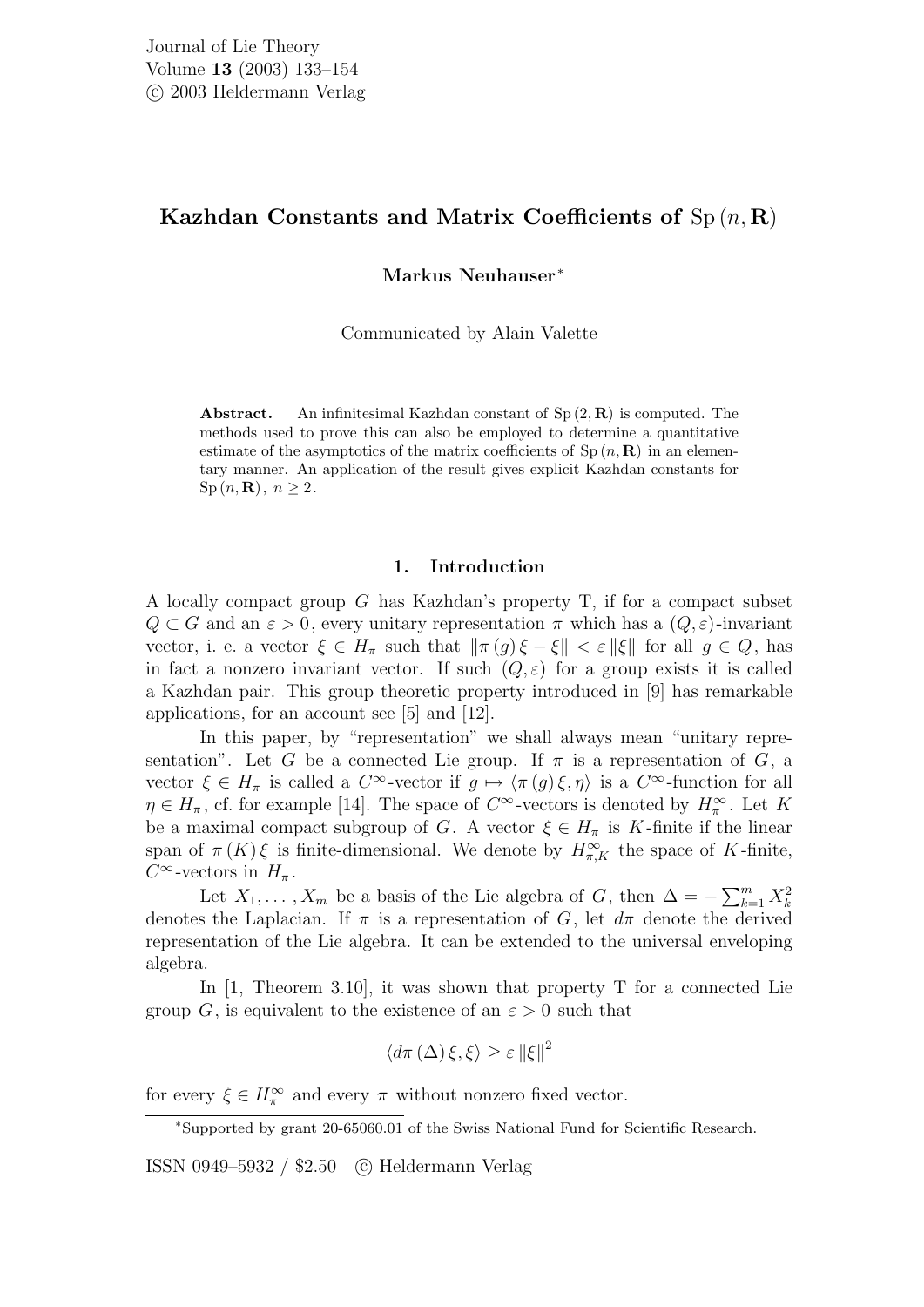# Kazhdan Constants and Matrix Coefficients of $\mathrm{Sp}(n, \mathbf{R})$

**Markus Neuhauser***

Communicated by Alain Valette

**Abstract.** An infinitesimal Kazhdan constant of $\mathrm{Sp}(2, \mathbf{R})$ is computed. The methods used to prove this can also be employed to determine a quantitative estimate of the asymptotics of the matrix coefficients of $\mathrm{Sp}(n, \mathbf{R})$ in an elementary manner. An application of the result gives explicit Kazhdan constants for $\mathrm{Sp}(n, \mathbf{R})$, $n \geq 2$.

## 1. Introduction

A locally compact group $G$ has Kazhdan's property T, if for a compact subset $Q \subset G$ and an $\varepsilon > 0$, every unitary representation $\pi$ which has a $(Q, \varepsilon)$-invariant vector, i. e. a vector $\xi \in H_\pi$ such that $\|\pi(g)\xi - \xi\| < \varepsilon \|\xi\|$ for all $g \in Q$, has in fact a nonzero invariant vector. If such $(Q, \varepsilon)$ for a group exists it is called a Kazhdan pair. This group theoretic property introduced in [9] has remarkable applications, for an account see [5] and [12].

In this paper, by "representation" we shall always mean "unitary representation". Let $G$ be a connected Lie group. If $\pi$ is a representation of $G$, a vector $\xi \in H_\pi$ is called a $C^\infty$-vector if $g \mapsto \langle \pi(g)\xi, \eta \rangle$ is a $C^\infty$-function for all $\eta \in H_\pi$, cf. for example [14]. The space of $C^\infty$-vectors is denoted by $H_\pi^\infty$. Let $K$ be a maximal compact subgroup of $G$. A vector $\xi \in H_\pi$ is $K$-finite if the linear span of $\pi(K)\xi$ is finite-dimensional. We denote by $H_{\pi,K}^\infty$ the space of $K$-finite, $C^\infty$-vectors in $H_\pi$.

Let $X_1, \ldots, X_m$ be a basis of the Lie algebra of $G$, then $\Delta = -\sum_{k=1}^m X_k^2$ denotes the Laplacian. If $\pi$ is a representation of $G$, let $d\pi$ denote the derived representation of the Lie algebra. It can be extended to the universal enveloping algebra.

In [1, Theorem 3.10], it was shown that property T for a connected Lie group $G$, is equivalent to the existence of an $\varepsilon > 0$ such that

$$\langle d\pi(\Delta)\xi, \xi \rangle \geq \varepsilon \|\xi\|^2$$

for every $\xi \in H_\pi^\infty$ and every $\pi$ without nonzero fixed vector.

*Supported by grant 20-65060.01 of the Swiss National Fund for Scientific Research.

ISSN 0949–5932 / \$2.50 © Heldermann Verlag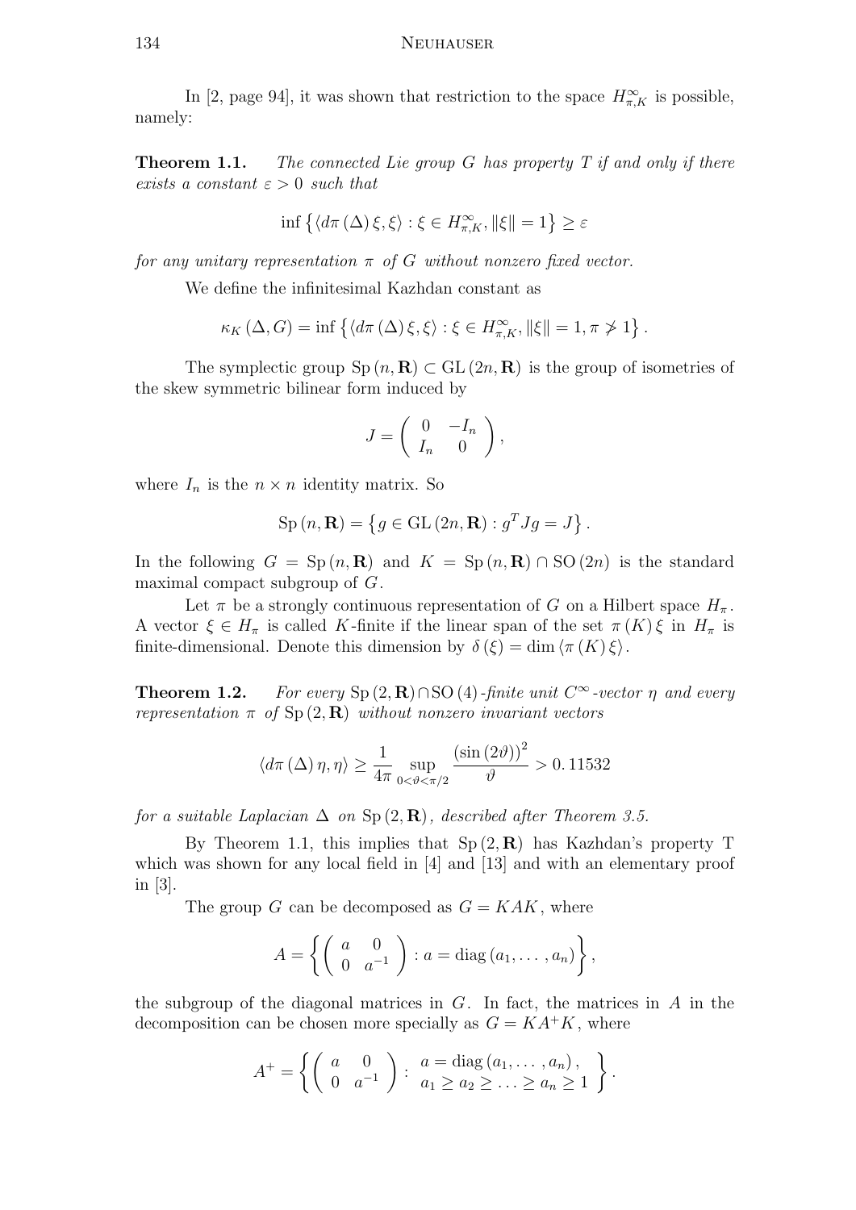In [2, page 94], it was shown that restriction to the space $H^{\infty}_{\pi,K}$ is possible, namely:

**Theorem 1.1.** *The connected Lie group $G$ has property $T$ if and only if there exists a constant $\varepsilon > 0$ such that*

$$\inf\left\{\langle d\pi(\Delta)\xi, \xi\rangle : \xi \in H^{\infty}_{\pi,K}, \|\xi\| = 1\right\} \geq \varepsilon$$

*for any unitary representation $\pi$ of $G$ without nonzero fixed vector.*

We define the infinitesimal Kazhdan constant as

$$\kappa_K(\Delta, G) = \inf\left\{\langle d\pi(\Delta)\xi, \xi\rangle : \xi \in H^{\infty}_{\pi,K}, \|\xi\| = 1, \pi \not> 1\right\}.$$

The symplectic group $\mathrm{Sp}(n, \mathbf{R}) \subset \mathrm{GL}(2n, \mathbf{R})$ is the group of isometries of the skew symmetric bilinear form induced by

$$J = \begin{pmatrix} 0 & -I_n \\ I_n & 0 \end{pmatrix},$$

where $I_n$ is the $n \times n$ identity matrix. So

$$\mathrm{Sp}(n, \mathbf{R}) = \left\{g \in \mathrm{GL}(2n, \mathbf{R}) : g^T J g = J\right\}.$$

In the following $G = \mathrm{Sp}(n, \mathbf{R})$ and $K = \mathrm{Sp}(n, \mathbf{R}) \cap \mathrm{SO}(2n)$ is the standard maximal compact subgroup of $G$.

Let $\pi$ be a strongly continuous representation of $G$ on a Hilbert space $H_\pi$. A vector $\xi \in H_\pi$ is called $K$-finite if the linear span of the set $\pi(K)\xi$ in $H_\pi$ is finite-dimensional. Denote this dimension by $\delta(\xi) = \dim\langle\pi(K)\xi\rangle$.

**Theorem 1.2.** *For every $\mathrm{Sp}(2, \mathbf{R}) \cap \mathrm{SO}(4)$-finite unit $C^\infty$-vector $\eta$ and every representation $\pi$ of $\mathrm{Sp}(2, \mathbf{R})$ without nonzero invariant vectors*

$$\langle d\pi(\Delta)\eta, \eta\rangle \geq \frac{1}{4\pi} \sup_{0<\vartheta<\pi/2} \frac{(\sin(2\vartheta))^2}{\vartheta} > 0.11532$$

*for a suitable Laplacian $\Delta$ on $\mathrm{Sp}(2, \mathbf{R})$, described after Theorem 3.5.*

By Theorem 1.1, this implies that $\mathrm{Sp}(2, \mathbf{R})$ has Kazhdan's property T which was shown for any local field in [4] and [13] and with an elementary proof in [3].

The group $G$ can be decomposed as $G = KAK$, where

$$A = \left\{\begin{pmatrix} a & 0 \\ 0 & a^{-1} \end{pmatrix} : a = \mathrm{diag}(a_1, \ldots, a_n)\right\},$$

the subgroup of the diagonal matrices in $G$. In fact, the matrices in $A$ in the decomposition can be chosen more specially as $G = KA^+K$, where

$$A^+ = \left\{\begin{pmatrix} a & 0 \\ 0 & a^{-1} \end{pmatrix} : \begin{array}{l} a = \mathrm{diag}(a_1, \ldots, a_n), \\ a_1 \geq a_2 \geq \ldots \geq a_n \geq 1 \end{array}\right\}.$$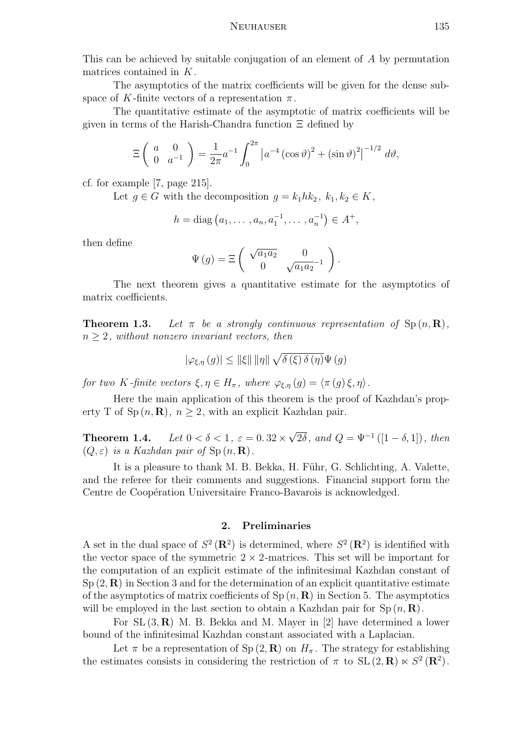This can be achieved by suitable conjugation of an element of $A$ by permutation matrices contained in $K$.

The asymptotics of the matrix coefficients will be given for the dense subspace of $K$-finite vectors of a representation $\pi$.

The quantitative estimate of the asymptotic of matrix coefficients will be given in terms of the Harish-Chandra function $\Xi$ defined by

$$\Xi\begin{pmatrix} a & 0 \\ 0 & a^{-1} \end{pmatrix} = \frac{1}{2\pi} a^{-1} \int_0^{2\pi} \left| a^{-4} (\cos\vartheta)^2 + (\sin\vartheta)^2 \right|^{-1/2} d\vartheta,$$

cf. for example [7, page 215].

Let $g \in G$ with the decomposition $g = k_1 h k_2$, $k_1, k_2 \in K$,

$$h = \operatorname{diag}\left(a_1, \ldots, a_n, a_1^{-1}, \ldots, a_n^{-1}\right) \in A^+,$$

then define

$$\Psi(g) = \Xi\begin{pmatrix} \sqrt{a_1 a_2} & 0 \\ 0 & \sqrt{a_1 a_2}^{-1} \end{pmatrix}.$$

The next theorem gives a quantitative estimate for the asymptotics of matrix coefficients.

**Theorem 1.3.** *Let $\pi$ be a strongly continuous representation of $\operatorname{Sp}(n, \mathbf{R})$, $n \geq 2$, without nonzero invariant vectors, then*

$$|\varphi_{\xi,\eta}(g)| \leq \|\xi\| \|\eta\| \sqrt{\delta(\xi)\,\delta(\eta)}\,\Psi(g)$$

*for two $K$-finite vectors $\xi, \eta \in H_\pi$, where $\varphi_{\xi,\eta}(g) = \langle \pi(g)\xi, \eta\rangle$.*

Here the main application of this theorem is the proof of Kazhdan's property T of $\operatorname{Sp}(n, \mathbf{R})$, $n \geq 2$, with an explicit Kazhdan pair.

**Theorem 1.4.** *Let $0 < \delta < 1$, $\varepsilon = 0.32 \times \sqrt{2\delta}$, and $Q = \Psi^{-1}([1-\delta, 1])$, then $(Q, \varepsilon)$ is a Kazhdan pair of $\operatorname{Sp}(n, \mathbf{R})$.*

It is a pleasure to thank M. B. Bekka, H. Führ, G. Schlichting, A. Valette, and the referee for their comments and suggestions. Financial support form the Centre de Coopération Universitaire Franco-Bavarois is acknowledged.

## 2. Preliminaries

A set in the dual space of $S^2(\mathbf{R}^2)$ is determined, where $S^2(\mathbf{R}^2)$ is identified with the vector space of the symmetric $2 \times 2$-matrices. This set will be important for the computation of an explicit estimate of the infinitesimal Kazhdan constant of $\operatorname{Sp}(2, \mathbf{R})$ in Section 3 and for the determination of an explicit quantitative estimate of the asymptotics of matrix coefficients of $\operatorname{Sp}(n, \mathbf{R})$ in Section 5. The asymptotics will be employed in the last section to obtain a Kazhdan pair for $\operatorname{Sp}(n, \mathbf{R})$.

For $\operatorname{SL}(3, \mathbf{R})$ M. B. Bekka and M. Mayer in [2] have determined a lower bound of the infinitesimal Kazhdan constant associated with a Laplacian.

Let $\pi$ be a representation of $\operatorname{Sp}(2, \mathbf{R})$ on $H_\pi$. The strategy for establishing the estimates consists in considering the restriction of $\pi$ to $\operatorname{SL}(2, \mathbf{R}) \ltimes S^2(\mathbf{R}^2)$.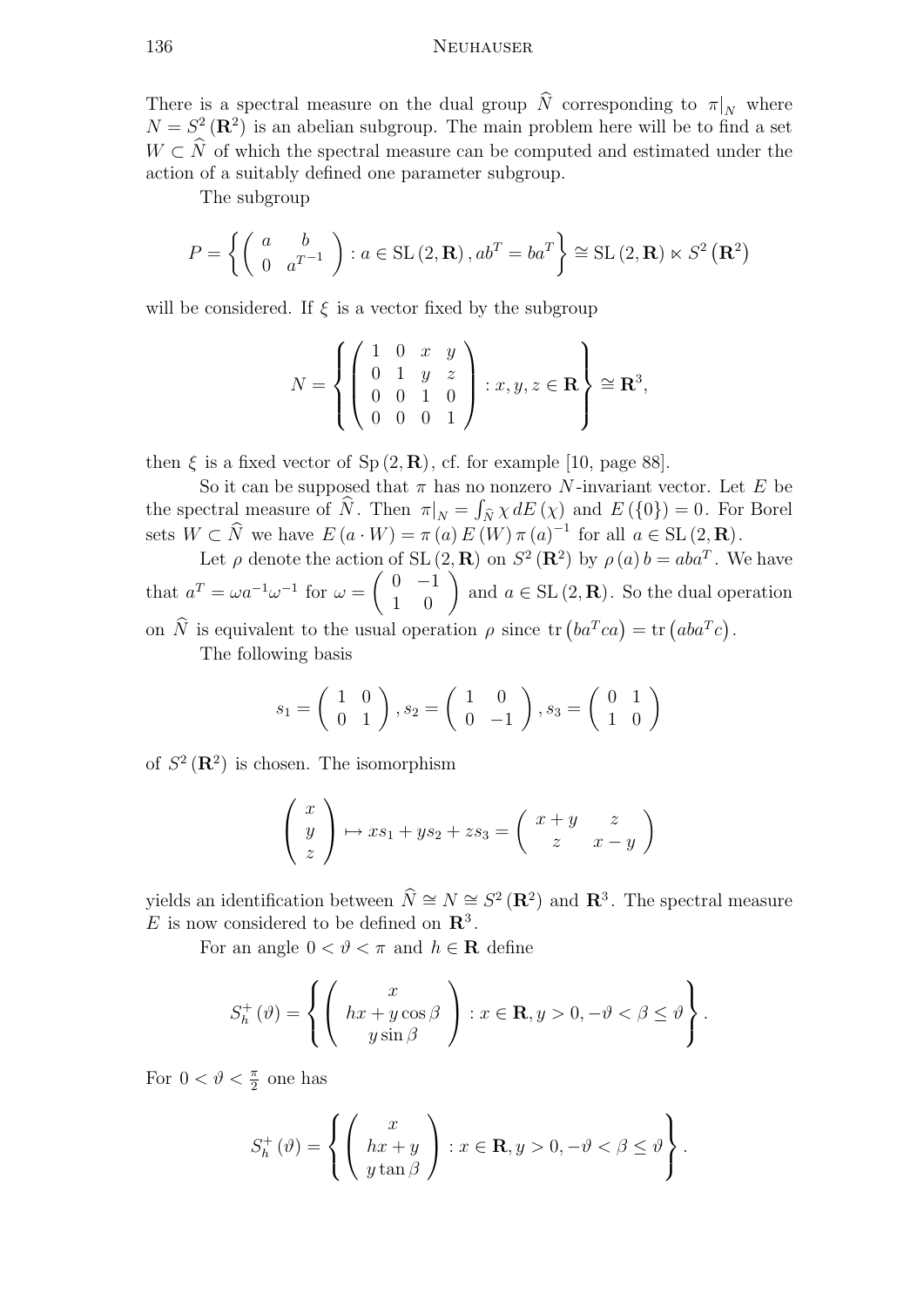There is a spectral measure on the dual group $\widehat{N}$ corresponding to $\pi|_N$ where $N = S^2(\mathbf{R}^2)$ is an abelian subgroup. The main problem here will be to find a set $W \subset \widehat{N}$ of which the spectral measure can be computed and estimated under the action of a suitably defined one parameter subgroup.

The subgroup

$$P = \left\{ \begin{pmatrix} a & b \\ 0 & a^{T^{-1}} \end{pmatrix} : a \in \mathrm{SL}(2, \mathbf{R}), ab^T = ba^T \right\} \cong \mathrm{SL}(2, \mathbf{R}) \ltimes S^2(\mathbf{R}^2)$$

will be considered. If $\xi$ is a vector fixed by the subgroup

$$N = \left\{ \begin{pmatrix} 1 & 0 & x & y \\ 0 & 1 & y & z \\ 0 & 0 & 1 & 0 \\ 0 & 0 & 0 & 1 \end{pmatrix} : x, y, z \in \mathbf{R} \right\} \cong \mathbf{R}^3,$$

then $\xi$ is a fixed vector of $\mathrm{Sp}(2, \mathbf{R})$, cf. for example [10, page 88].

So it can be supposed that $\pi$ has no nonzero $N$-invariant vector. Let $E$ be the spectral measure of $\widehat{N}$. Then $\pi|_N = \int_{\widehat{N}} \chi \, dE(\chi)$ and $E(\{0\}) = 0$. For Borel sets $W \subset \widehat{N}$ we have $E(a \cdot W) = \pi(a) E(W) \pi(a)^{-1}$ for all $a \in \mathrm{SL}(2, \mathbf{R})$.

Let $\rho$ denote the action of $\mathrm{SL}(2, \mathbf{R})$ on $S^2(\mathbf{R}^2)$ by $\rho(a) b = aba^T$. We have that $a^T = \omega a^{-1} \omega^{-1}$ for $\omega = \begin{pmatrix} 0 & -1 \\ 1 & 0 \end{pmatrix}$ and $a \in \mathrm{SL}(2, \mathbf{R})$. So the dual operation on $\widehat{N}$ is equivalent to the usual operation $\rho$ since $\mathrm{tr}(ba^T ca) = \mathrm{tr}(aba^T c)$.

The following basis

$$s_1 = \begin{pmatrix} 1 & 0 \\ 0 & 1 \end{pmatrix}, s_2 = \begin{pmatrix} 1 & 0 \\ 0 & -1 \end{pmatrix}, s_3 = \begin{pmatrix} 0 & 1 \\ 1 & 0 \end{pmatrix}$$

of $S^2(\mathbf{R}^2)$ is chosen. The isomorphism

$$\begin{pmatrix} x \\ y \\ z \end{pmatrix} \mapsto x s_1 + y s_2 + z s_3 = \begin{pmatrix} x + y & z \\ z & x - y \end{pmatrix}$$

yields an identification between $\widehat{N} \cong N \cong S^2(\mathbf{R}^2)$ and $\mathbf{R}^3$. The spectral measure $E$ is now considered to be defined on $\mathbf{R}^3$.

For an angle $0 < \vartheta < \pi$ and $h \in \mathbf{R}$ define

$$S_h^+(\vartheta) = \left\{ \begin{pmatrix} x \\ hx + y\cos\beta \\ y \sin\beta \end{pmatrix} : x \in \mathbf{R}, y > 0, -\vartheta < \beta \leq \vartheta \right\}.$$

For $0 < \vartheta < \frac{\pi}{2}$ one has

$$S_h^+(\vartheta) = \left\{ \begin{pmatrix} x \\ hx + y \\ y \tan\beta \end{pmatrix} : x \in \mathbf{R}, y > 0, -\vartheta < \beta \leq \vartheta \right\}.$$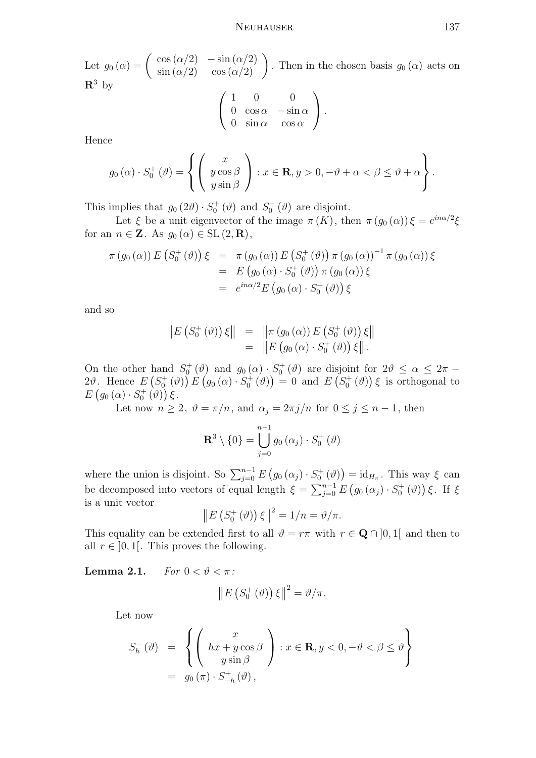Let $g_0(\alpha) = \begin{pmatrix} \cos(\alpha/2) & -\sin(\alpha/2) \\ \sin(\alpha/2) & \cos(\alpha/2) \end{pmatrix}$. Then in the chosen basis $g_0(\alpha)$ acts on $\mathbf{R}^3$ by

$$\begin{pmatrix} 1 & 0 & 0 \\ 0 & \cos\alpha & -\sin\alpha \\ 0 & \sin\alpha & \cos\alpha \end{pmatrix}.$$

Hence

$$g_0(\alpha) \cdot S_0^+(\vartheta) = \left\{ \begin{pmatrix} x \\ y\cos\beta \\ y\sin\beta \end{pmatrix} : x \in \mathbf{R}, y > 0, -\vartheta + \alpha < \beta \leq \vartheta + \alpha \right\}.$$

This implies that $g_0(2\vartheta) \cdot S_0^+(\vartheta)$ and $S_0^+(\vartheta)$ are disjoint.

Let $\xi$ be a unit eigenvector of the image $\pi(K)$, then $\pi(g_0(\alpha))\xi = e^{in\alpha/2}\xi$ for an $n \in \mathbf{Z}$. As $g_0(\alpha) \in \mathrm{SL}(2, \mathbf{R})$,

$$\begin{aligned}
\pi(g_0(\alpha)) E\left(S_0^+(\vartheta)\right)\xi &= \pi(g_0(\alpha)) E\left(S_0^+(\vartheta)\right) \pi(g_0(\alpha))^{-1} \pi(g_0(\alpha))\xi \\
&= E\left(g_0(\alpha) \cdot S_0^+(\vartheta)\right) \pi(g_0(\alpha))\xi \\
&= e^{in\alpha/2} E\left(g_0(\alpha) \cdot S_0^+(\vartheta)\right)\xi
\end{aligned}$$

and so

$$\begin{aligned}
\left\| E\left(S_0^+(\vartheta)\right)\xi \right\| &= \left\| \pi(g_0(\alpha)) E\left(S_0^+(\vartheta)\right)\xi \right\| \\
&= \left\| E\left(g_0(\alpha) \cdot S_0^+(\vartheta)\right)\xi \right\|.
\end{aligned}$$

On the other hand $S_0^+(\vartheta)$ and $g_0(\alpha) \cdot S_0^+(\vartheta)$ are disjoint for $2\vartheta \leq \alpha \leq 2\pi - 2\vartheta$. Hence $E\left(S_0^+(\vartheta)\right) E\left(g_0(\alpha) \cdot S_0^+(\vartheta)\right) = 0$ and $E\left(S_0^+(\vartheta)\right)\xi$ is orthogonal to $E\left(g_0(\alpha) \cdot S_0^+(\vartheta)\right)\xi$.

Let now $n \geq 2$, $\vartheta = \pi/n$, and $\alpha_j = 2\pi j/n$ for $0 \leq j \leq n-1$, then

$$\mathbf{R}^3 \setminus \{0\} = \bigcup_{j=0}^{n-1} g_0(\alpha_j) \cdot S_0^+(\vartheta)$$

where the union is disjoint. So $\sum_{j=0}^{n-1} E\left(g_0(\alpha_j) \cdot S_0^+(\vartheta)\right) = \mathrm{id}_{H_\pi}$. This way $\xi$ can be decomposed into vectors of equal length $\xi = \sum_{j=0}^{n-1} E\left(g_0(\alpha_j) \cdot S_0^+(\vartheta)\right)\xi$. If $\xi$ is a unit vector

$$\left\| E\left(S_0^+(\vartheta)\right)\xi \right\|^2 = 1/n = \vartheta/\pi.$$

This equality can be extended first to all $\vartheta = r\pi$ with $r \in \mathbf{Q} \cap ]0,1[$ and then to all $r \in ]0,1[$. This proves the following.

**Lemma 2.1.** *For $0 < \vartheta < \pi$:*

$$\left\| E\left(S_0^+(\vartheta)\right)\xi \right\|^2 = \vartheta/\pi.$$

Let now

$$\begin{aligned}
S_h^-(\vartheta) &= \left\{ \begin{pmatrix} x \\ hx + y\cos\beta \\ y\sin\beta \end{pmatrix} : x \in \mathbf{R}, y < 0, -\vartheta < \beta \leq \vartheta \right\} \\
&= g_0(\pi) \cdot S_{-h}^+(\vartheta),
\end{aligned}$$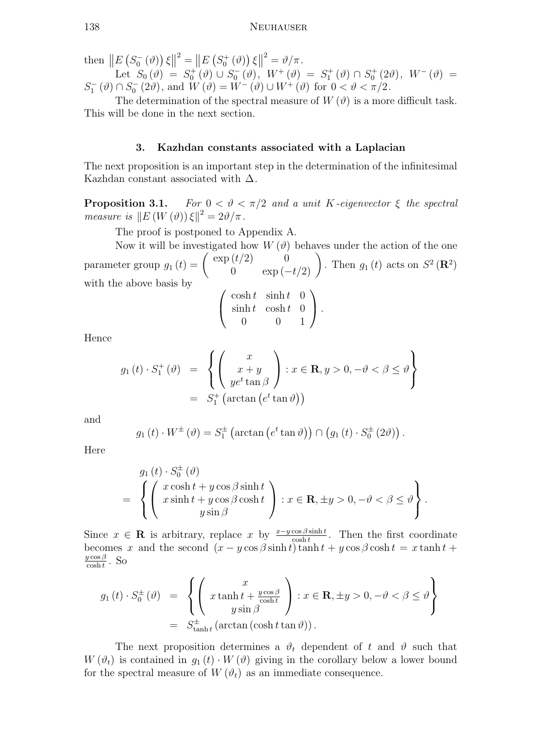then $\left\|E\left(S_0^-(\vartheta)\right)\xi\right\|^2 = \left\|E\left(S_0^+(\vartheta)\right)\xi\right\|^2 = \vartheta/\pi$.

Let $S_0(\vartheta) = S_0^+(\vartheta) \cup S_0^-(\vartheta)$, $W^+(\vartheta) = S_1^+(\vartheta) \cap S_0^+(2\vartheta)$, $W^-(\vartheta) = S_1^-(\vartheta) \cap S_0^-(2\vartheta)$, and $W(\vartheta) = W^-(\vartheta) \cup W^+(\vartheta)$ for $0 < \vartheta < \pi/2$.

The determination of the spectral measure of $W(\vartheta)$ is a more difficult task. This will be done in the next section.

## 3. Kazhdan constants associated with a Laplacian

The next proposition is an important step in the determination of the infinitesimal Kazhdan constant associated with $\Delta$.

**Proposition 3.1.** *For $0 < \vartheta < \pi/2$ and a unit $K$-eigenvector $\xi$ the spectral measure is $\|E(W(\vartheta))\xi\|^2 = 2\vartheta/\pi$.*

The proof is postponed to Appendix A.

Now it will be investigated how $W(\vartheta)$ behaves under the action of the one parameter group $g_1(t) = \begin{pmatrix} \exp(t/2) & 0 \\ 0 & \exp(-t/2) \end{pmatrix}$. Then $g_1(t)$ acts on $S^2(\mathbf{R}^2)$ with the above basis by

$$\begin{pmatrix} \cosh t & \sinh t & 0 \\ \sinh t & \cosh t & 0 \\ 0 & 0 & 1 \end{pmatrix}.$$

Hence

$$\begin{aligned} g_1(t) \cdot S_1^+(\vartheta) &= \left\{ \begin{pmatrix} x \\ x+y \\ ye^t \tan\beta \end{pmatrix} : x \in \mathbf{R}, y > 0, -\vartheta < \beta \le \vartheta \right\} \\ &= S_1^+\left(\arctan\left(e^t \tan\vartheta\right)\right) \end{aligned}$$

and

$$g_1(t) \cdot W^\pm(\vartheta) = S_1^\pm\left(\arctan\left(e^t \tan\vartheta\right)\right) \cap \left(g_1(t) \cdot S_0^\pm(2\vartheta)\right).$$

Here

$$\begin{aligned} & g_1(t) \cdot S_0^\pm(\vartheta) \\ = & \left\{ \begin{pmatrix} x\cosh t + y\cos\beta\sinh t \\ x\sinh t + y\cos\beta\cosh t \\ y\sin\beta \end{pmatrix} : x \in \mathbf{R}, \pm y > 0, -\vartheta < \beta \le \vartheta \right\}. \end{aligned}$$

Since $x \in \mathbf{R}$ is arbitrary, replace $x$ by $\frac{x - y\cos\beta\sinh t}{\cosh t}$. Then the first coordinate becomes $x$ and the second $(x - y\cos\beta\sinh t)\tanh t + y\cos\beta\cosh t = x\tanh t + \frac{y\cos\beta}{\cosh t}$. So

$$\begin{aligned} g_1(t) \cdot S_0^\pm(\vartheta) &= \left\{ \begin{pmatrix} x \\ x\tanh t + \frac{y\cos\beta}{\cosh t} \\ y\sin\beta \end{pmatrix} : x \in \mathbf{R}, \pm y > 0, -\vartheta < \beta \le \vartheta \right\} \\ &= S_{\tanh t}^\pm\left(\arctan\left(\cosh t \tan\vartheta\right)\right). \end{aligned}$$

The next proposition determines a $\vartheta_t$ dependent of $t$ and $\vartheta$ such that $W(\vartheta_t)$ is contained in $g_1(t) \cdot W(\vartheta)$ giving in the corollary below a lower bound for the spectral measure of $W(\vartheta_t)$ as an immediate consequence.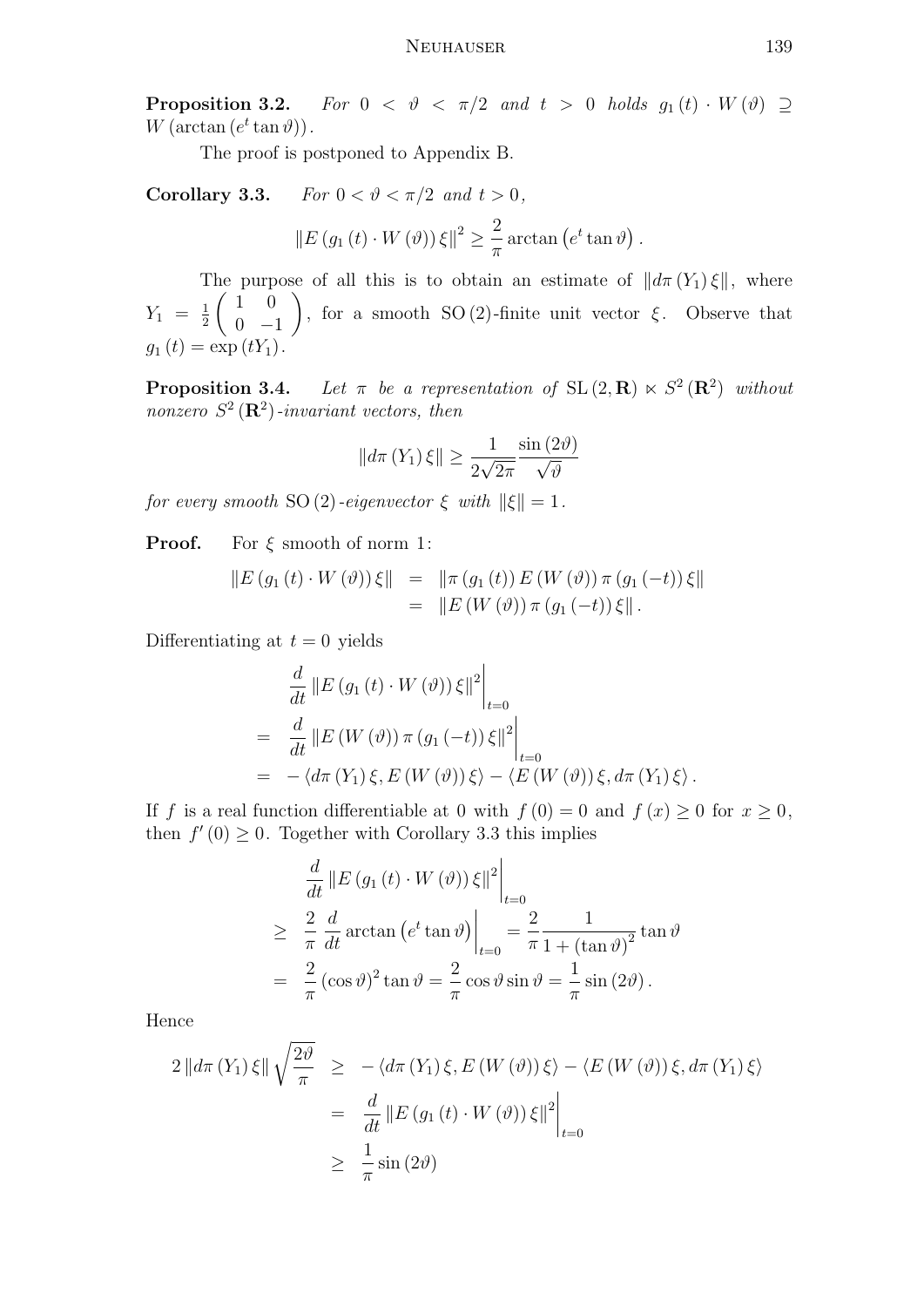**Proposition 3.2.** *For $0 < \vartheta < \pi/2$ and $t > 0$ holds $g_1(t) \cdot W(\vartheta) \supseteq W(\arctan(e^t \tan\vartheta))$.*

The proof is postponed to Appendix B.

**Corollary 3.3.** *For $0 < \vartheta < \pi/2$ and $t > 0$,*

$$\|E(g_1(t) \cdot W(\vartheta))\xi\|^2 \geq \frac{2}{\pi}\arctan\left(e^t \tan\vartheta\right).$$

The purpose of all this is to obtain an estimate of $\|d\pi(Y_1)\xi\|$, where $Y_1 = \frac{1}{2}\begin{pmatrix} 1 & 0 \\ 0 & -1 \end{pmatrix}$, for a smooth $\mathrm{SO}(2)$-finite unit vector $\xi$. Observe that $g_1(t) = \exp(tY_1)$.

**Proposition 3.4.** *Let $\pi$ be a representation of $\mathrm{SL}(2, \mathbf{R}) \ltimes S^2(\mathbf{R}^2)$ without nonzero $S^2(\mathbf{R}^2)$-invariant vectors, then*

$$\|d\pi(Y_1)\xi\| \geq \frac{1}{2\sqrt{2\pi}}\frac{\sin(2\vartheta)}{\sqrt{\vartheta}}$$

*for every smooth $\mathrm{SO}(2)$-eigenvector $\xi$ with $\|\xi\| = 1$.*

**Proof.** For $\xi$ smooth of norm $1$:

$$\begin{aligned}
\|E(g_1(t) \cdot W(\vartheta))\xi\| &= \|\pi(g_1(t))E(W(\vartheta))\pi(g_1(-t))\xi\| \\
&= \|E(W(\vartheta))\pi(g_1(-t))\xi\|.
\end{aligned}$$

Differentiating at $t = 0$ yields

$$\begin{aligned}
&\left.\frac{d}{dt}\|E(g_1(t) \cdot W(\vartheta))\xi\|^2\right|_{t=0} \\
=\ &\left.\frac{d}{dt}\|E(W(\vartheta))\pi(g_1(-t))\xi\|^2\right|_{t=0} \\
=\ &-\langle d\pi(Y_1)\xi, E(W(\vartheta))\xi\rangle - \langle E(W(\vartheta))\xi, d\pi(Y_1)\xi\rangle.
\end{aligned}$$

If $f$ is a real function differentiable at $0$ with $f(0) = 0$ and $f(x) \geq 0$ for $x \geq 0$, then $f'(0) \geq 0$. Together with Corollary 3.3 this implies

$$\begin{aligned}
&\left.\frac{d}{dt}\|E(g_1(t) \cdot W(\vartheta))\xi\|^2\right|_{t=0} \\
\geq\ &\frac{2}{\pi}\left.\frac{d}{dt}\arctan\left(e^t \tan\vartheta\right)\right|_{t=0} = \frac{2}{\pi}\frac{1}{1 + (\tan\vartheta)^2}\tan\vartheta \\
=\ &\frac{2}{\pi}(\cos\vartheta)^2\tan\vartheta = \frac{2}{\pi}\cos\vartheta\sin\vartheta = \frac{1}{\pi}\sin(2\vartheta).
\end{aligned}$$

Hence

$$\begin{aligned}
2\|d\pi(Y_1)\xi\|\sqrt{\frac{2\vartheta}{\pi}} &\geq -\langle d\pi(Y_1)\xi, E(W(\vartheta))\xi\rangle - \langle E(W(\vartheta))\xi, d\pi(Y_1)\xi\rangle \\
&= \left.\frac{d}{dt}\|E(g_1(t) \cdot W(\vartheta))\xi\|^2\right|_{t=0} \\
&\geq \frac{1}{\pi}\sin(2\vartheta)
\end{aligned}$$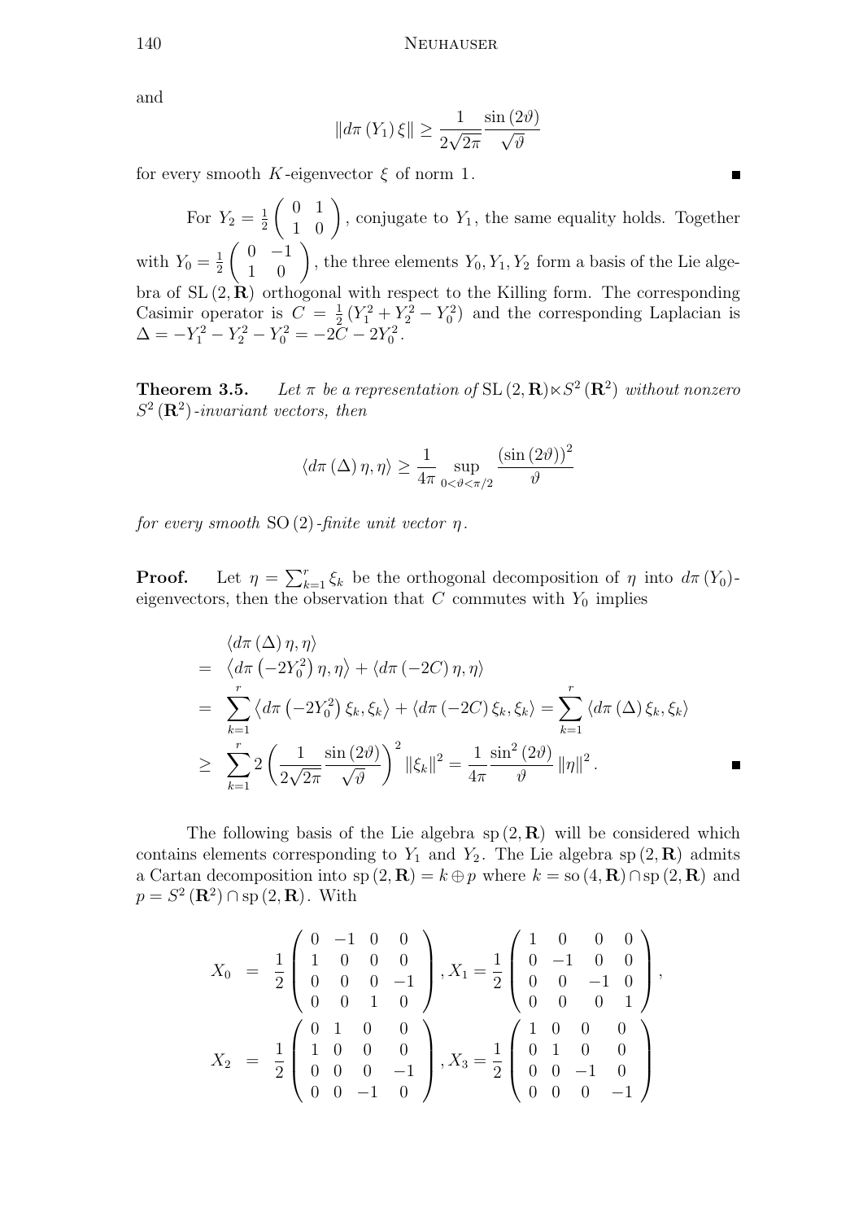and

$$\|d\pi(Y_1)\xi\| \geq \frac{1}{2\sqrt{2\pi}} \frac{\sin(2\vartheta)}{\sqrt{\vartheta}}$$

for every smooth $K$-eigenvector $\xi$ of norm $1$. ■

For $Y_2 = \frac{1}{2}\begin{pmatrix} 0 & 1 \\ 1 & 0 \end{pmatrix}$, conjugate to $Y_1$, the same equality holds. Together with $Y_0 = \frac{1}{2}\begin{pmatrix} 0 & -1 \\ 1 & 0 \end{pmatrix}$, the three elements $Y_0, Y_1, Y_2$ form a basis of the Lie algebra of $\mathrm{SL}(2, \mathbf{R})$ orthogonal with respect to the Killing form. The corresponding Casimir operator is $C = \frac{1}{2}(Y_1^2 + Y_2^2 - Y_0^2)$ and the corresponding Laplacian is $\Delta = -Y_1^2 - Y_2^2 - Y_0^2 = -2C - 2Y_0^2$.

**Theorem 3.5.** *Let $\pi$ be a representation of $\mathrm{SL}(2, \mathbf{R}) \ltimes S^2(\mathbf{R}^2)$ without nonzero $S^2(\mathbf{R}^2)$-invariant vectors, then*

$$\langle d\pi(\Delta)\eta, \eta\rangle \geq \frac{1}{4\pi} \sup_{0<\vartheta<\pi/2} \frac{(\sin(2\vartheta))^2}{\vartheta}$$

*for every smooth $\mathrm{SO}(2)$-finite unit vector $\eta$.*

**Proof.** Let $\eta = \sum_{k=1}^{r} \xi_k$ be the orthogonal decomposition of $\eta$ into $d\pi(Y_0)$-eigenvectors, then the observation that $C$ commutes with $Y_0$ implies

$$\begin{aligned}
&\langle d\pi(\Delta)\eta, \eta\rangle \\
= \;& \langle d\pi(-2Y_0^2)\eta, \eta\rangle + \langle d\pi(-2C)\eta, \eta\rangle \\
= \;& \sum_{k=1}^{r} \langle d\pi(-2Y_0^2)\xi_k, \xi_k\rangle + \langle d\pi(-2C)\xi_k, \xi_k\rangle = \sum_{k=1}^{r} \langle d\pi(\Delta)\xi_k, \xi_k\rangle \\
\geq \;& \sum_{k=1}^{r} 2\left(\frac{1}{2\sqrt{2\pi}} \frac{\sin(2\vartheta)}{\sqrt{\vartheta}}\right)^2 \|\xi_k\|^2 = \frac{1}{4\pi} \frac{\sin^2(2\vartheta)}{\vartheta} \|\eta\|^2 .
\end{aligned}$$

■

The following basis of the Lie algebra $\mathrm{sp}(2, \mathbf{R})$ will be considered which contains elements corresponding to $Y_1$ and $Y_2$. The Lie algebra $\mathrm{sp}(2, \mathbf{R})$ admits a Cartan decomposition into $\mathrm{sp}(2, \mathbf{R}) = k \oplus p$ where $k = \mathrm{so}(4, \mathbf{R}) \cap \mathrm{sp}(2, \mathbf{R})$ and $p = S^2(\mathbf{R}^2) \cap \mathrm{sp}(2, \mathbf{R})$. With

$$\begin{aligned}
X_0 &= \frac{1}{2}\begin{pmatrix} 0 & -1 & 0 & 0 \\ 1 & 0 & 0 & 0 \\ 0 & 0 & 0 & -1 \\ 0 & 0 & 1 & 0 \end{pmatrix}, X_1 = \frac{1}{2}\begin{pmatrix} 1 & 0 & 0 & 0 \\ 0 & -1 & 0 & 0 \\ 0 & 0 & -1 & 0 \\ 0 & 0 & 0 & 1 \end{pmatrix}, \\
X_2 &= \frac{1}{2}\begin{pmatrix} 0 & 1 & 0 & 0 \\ 1 & 0 & 0 & 0 \\ 0 & 0 & 0 & -1 \\ 0 & 0 & -1 & 0 \end{pmatrix}, X_3 = \frac{1}{2}\begin{pmatrix} 1 & 0 & 0 & 0 \\ 0 & 1 & 0 & 0 \\ 0 & 0 & -1 & 0 \\ 0 & 0 & 0 & -1 \end{pmatrix}
\end{aligned}$$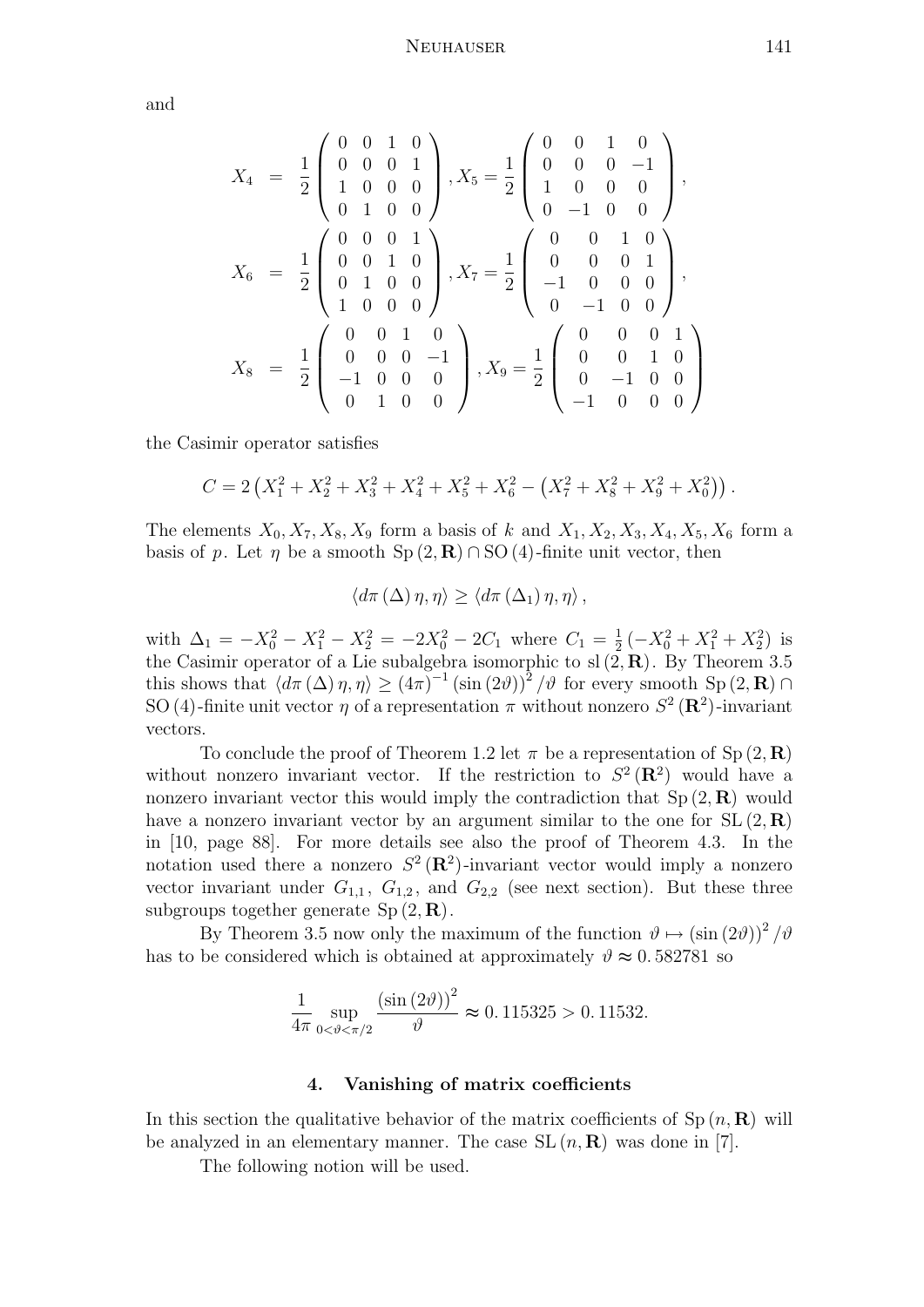and

$$
X_4 = \frac{1}{2}\begin{pmatrix} 0 & 0 & 1 & 0 \\ 0 & 0 & 0 & 1 \\ 1 & 0 & 0 & 0 \\ 0 & 1 & 0 & 0 \end{pmatrix}, X_5 = \frac{1}{2}\begin{pmatrix} 0 & 0 & 1 & 0 \\ 0 & 0 & 0 & -1 \\ 1 & 0 & 0 & 0 \\ 0 & -1 & 0 & 0 \end{pmatrix},
$$

$$
X_6 = \frac{1}{2}\begin{pmatrix} 0 & 0 & 0 & 1 \\ 0 & 0 & 1 & 0 \\ 0 & 1 & 0 & 0 \\ 1 & 0 & 0 & 0 \end{pmatrix}, X_7 = \frac{1}{2}\begin{pmatrix} 0 & 0 & 1 & 0 \\ 0 & 0 & 0 & 1 \\ -1 & 0 & 0 & 0 \\ 0 & -1 & 0 & 0 \end{pmatrix},
$$

$$
X_8 = \frac{1}{2}\begin{pmatrix} 0 & 0 & 1 & 0 \\ 0 & 0 & 0 & -1 \\ -1 & 0 & 0 & 0 \\ 0 & 1 & 0 & 0 \end{pmatrix}, X_9 = \frac{1}{2}\begin{pmatrix} 0 & 0 & 0 & 1 \\ 0 & 0 & 1 & 0 \\ 0 & -1 & 0 & 0 \\ -1 & 0 & 0 & 0 \end{pmatrix}
$$

the Casimir operator satisfies

$$
C = 2\left(X_1^2 + X_2^2 + X_3^2 + X_4^2 + X_5^2 + X_6^2 - \left(X_7^2 + X_8^2 + X_9^2 + X_0^2\right)\right).
$$

The elements $X_0, X_7, X_8, X_9$ form a basis of $k$ and $X_1, X_2, X_3, X_4, X_5, X_6$ form a basis of $p$. Let $\eta$ be a smooth $\mathrm{Sp}(2, \mathbf{R}) \cap \mathrm{SO}(4)$-finite unit vector, then

$$
\langle d\pi(\Delta)\eta, \eta\rangle \geq \langle d\pi(\Delta_1)\eta, \eta\rangle,
$$

with $\Delta_1 = -X_0^2 - X_1^2 - X_2^2 = -2X_0^2 - 2C_1$ where $C_1 = \frac{1}{2}\left(-X_0^2 + X_1^2 + X_2^2\right)$ is the Casimir operator of a Lie subalgebra isomorphic to $\mathrm{sl}(2, \mathbf{R})$. By Theorem 3.5 this shows that $\langle d\pi(\Delta)\eta, \eta\rangle \geq (4\pi)^{-1}(\sin(2\vartheta))^2/\vartheta$ for every smooth $\mathrm{Sp}(2, \mathbf{R}) \cap \mathrm{SO}(4)$-finite unit vector $\eta$ of a representation $\pi$ without nonzero $S^2(\mathbf{R}^2)$-invariant vectors.

To conclude the proof of Theorem 1.2 let $\pi$ be a representation of $\mathrm{Sp}(2, \mathbf{R})$ without nonzero invariant vector. If the restriction to $S^2(\mathbf{R}^2)$ would have a nonzero invariant vector this would imply the contradiction that $\mathrm{Sp}(2, \mathbf{R})$ would have a nonzero invariant vector by an argument similar to the one for $\mathrm{SL}(2, \mathbf{R})$ in [10, page 88]. For more details see also the proof of Theorem 4.3. In the notation used there a nonzero $S^2(\mathbf{R}^2)$-invariant vector would imply a nonzero vector invariant under $G_{1,1}$, $G_{1,2}$, and $G_{2,2}$ (see next section). But these three subgroups together generate $\mathrm{Sp}(2, \mathbf{R})$.

By Theorem 3.5 now only the maximum of the function $\vartheta \mapsto (\sin(2\vartheta))^2/\vartheta$ has to be considered which is obtained at approximately $\vartheta \approx 0.582781$ so

$$
\frac{1}{4\pi}\sup_{0<\vartheta<\pi/2}\frac{(\sin(2\vartheta))^2}{\vartheta} \approx 0.115325 > 0.11532.
$$

## 4. Vanishing of matrix coefficients

In this section the qualitative behavior of the matrix coefficients of $\mathrm{Sp}(n, \mathbf{R})$ will be analyzed in an elementary manner. The case $\mathrm{SL}(n, \mathbf{R})$ was done in [7].

The following notion will be used.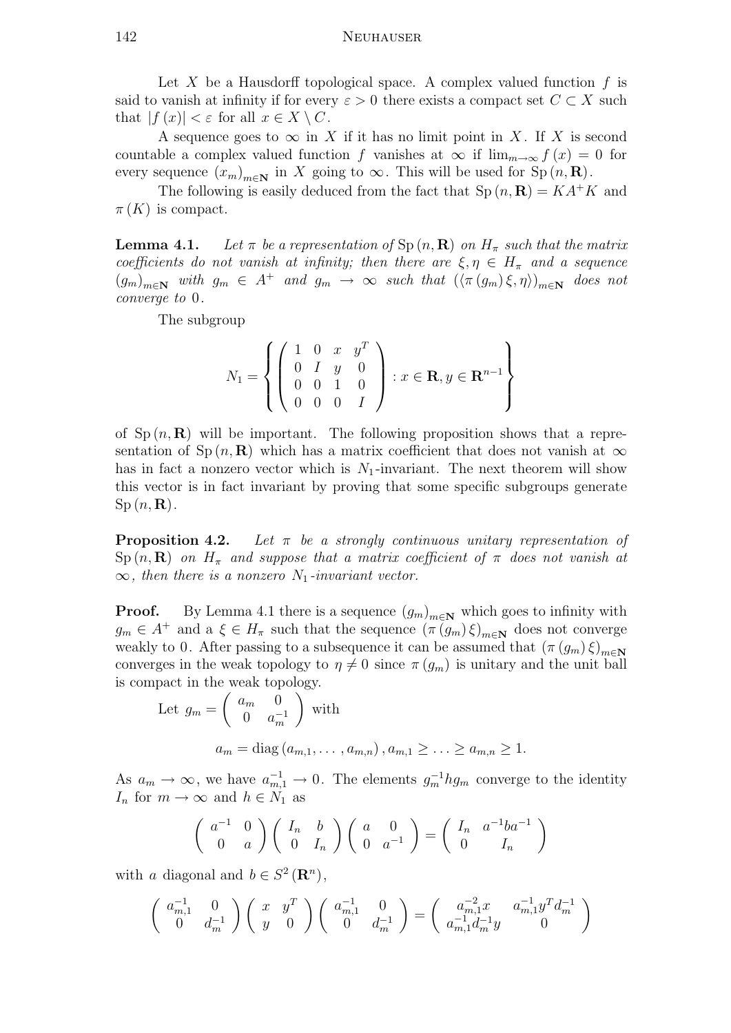Let $X$ be a Hausdorff topological space. A complex valued function $f$ is said to vanish at infinity if for every $\varepsilon > 0$ there exists a compact set $C \subset X$ such that $|f(x)| < \varepsilon$ for all $x \in X \setminus C$.

A sequence goes to $\infty$ in $X$ if it has no limit point in $X$. If $X$ is second countable a complex valued function $f$ vanishes at $\infty$ if $\lim_{m\to\infty} f(x) = 0$ for every sequence $(x_m)_{m\in\mathbf{N}}$ in $X$ going to $\infty$. This will be used for $\mathrm{Sp}(n,\mathbf{R})$.

The following is easily deduced from the fact that $\mathrm{Sp}(n,\mathbf{R}) = KA^+K$ and $\pi(K)$ is compact.

**Lemma 4.1.** *Let $\pi$ be a representation of $\mathrm{Sp}(n,\mathbf{R})$ on $H_\pi$ such that the matrix coefficients do not vanish at infinity; then there are $\xi, \eta \in H_\pi$ and a sequence $(g_m)_{m\in\mathbf{N}}$ with $g_m \in A^+$ and $g_m \to \infty$ such that $(\langle \pi(g_m)\xi, \eta\rangle)_{m\in\mathbf{N}}$ does not converge to $0$.*

The subgroup

$$N_1 = \left\{ \begin{pmatrix} 1 & 0 & x & y^T \\ 0 & I & y & 0 \\ 0 & 0 & 1 & 0 \\ 0 & 0 & 0 & I \end{pmatrix} : x \in \mathbf{R}, y \in \mathbf{R}^{n-1} \right\}$$

of $\mathrm{Sp}(n,\mathbf{R})$ will be important. The following proposition shows that a representation of $\mathrm{Sp}(n,\mathbf{R})$ which has a matrix coefficient that does not vanish at $\infty$ has in fact a nonzero vector which is $N_1$-invariant. The next theorem will show this vector is in fact invariant by proving that some specific subgroups generate $\mathrm{Sp}(n,\mathbf{R})$.

**Proposition 4.2.** *Let $\pi$ be a strongly continuous unitary representation of $\mathrm{Sp}(n,\mathbf{R})$ on $H_\pi$ and suppose that a matrix coefficient of $\pi$ does not vanish at $\infty$, then there is a nonzero $N_1$-invariant vector.*

**Proof.** By Lemma 4.1 there is a sequence $(g_m)_{m\in\mathbf{N}}$ which goes to infinity with $g_m \in A^+$ and a $\xi \in H_\pi$ such that the sequence $(\pi(g_m)\xi)_{m\in\mathbf{N}}$ does not converge weakly to $0$. After passing to a subsequence it can be assumed that $(\pi(g_m)\xi)_{m\in\mathbf{N}}$ converges in the weak topology to $\eta \neq 0$ since $\pi(g_m)$ is unitary and the unit ball is compact in the weak topology.

Let $g_m = \begin{pmatrix} a_m & 0 \\ 0 & a_m^{-1} \end{pmatrix}$ with

$$a_m = \mathrm{diag}(a_{m,1}, \ldots, a_{m,n}), a_{m,1} \geq \ldots \geq a_{m,n} \geq 1.$$

As $a_m \to \infty$, we have $a_{m,1}^{-1} \to 0$. The elements $g_m^{-1} h g_m$ converge to the identity $I_n$ for $m \to \infty$ and $h \in N_1$ as

$$\begin{pmatrix} a^{-1} & 0 \\ 0 & a \end{pmatrix} \begin{pmatrix} I_n & b \\ 0 & I_n \end{pmatrix} \begin{pmatrix} a & 0 \\ 0 & a^{-1} \end{pmatrix} = \begin{pmatrix} I_n & a^{-1}ba^{-1} \\ 0 & I_n \end{pmatrix}$$

with $a$ diagonal and $b \in S^2(\mathbf{R}^n)$,

$$\begin{pmatrix} a_{m,1}^{-1} & 0 \\ 0 & d_m^{-1} \end{pmatrix} \begin{pmatrix} x & y^T \\ y & 0 \end{pmatrix} \begin{pmatrix} a_{m,1}^{-1} & 0 \\ 0 & d_m^{-1} \end{pmatrix} = \begin{pmatrix} a_{m,1}^{-2}x & a_{m,1}^{-1}y^T d_m^{-1} \\ a_{m,1}^{-1}d_m^{-1}y & 0 \end{pmatrix}$$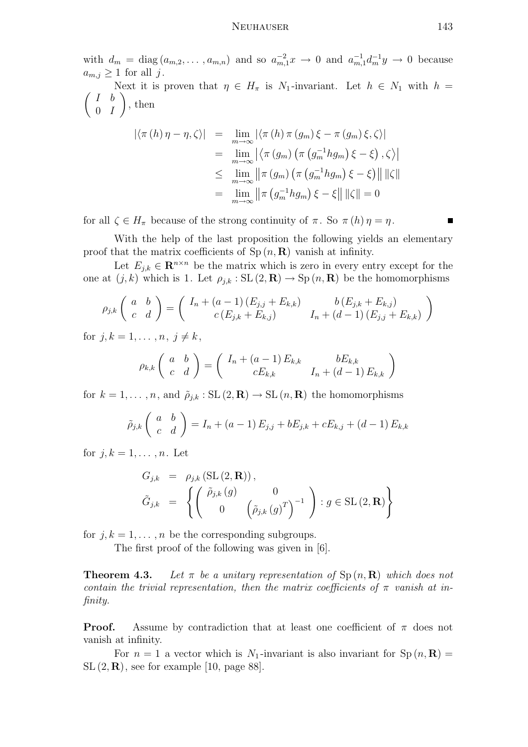with $d_m = \operatorname{diag}(a_{m,2}, \ldots, a_{m,n})$ and so $a_{m,1}^{-2} x \to 0$ and $a_{m,1}^{-1} d_m^{-1} y \to 0$ because $a_{m,j} \geq 1$ for all $j$.

Next it is proven that $\eta \in H_\pi$ is $N_1$-invariant. Let $h \in N_1$ with $h = \begin{pmatrix} I & b \\ 0 & I \end{pmatrix}$, then

$$
\begin{aligned}
|\langle \pi(h) \eta - \eta, \zeta \rangle| &= \lim_{m\to\infty} |\langle \pi(h) \pi(g_m) \xi - \pi(g_m) \xi, \zeta \rangle| \\
&= \lim_{m\to\infty} \left| \left\langle \pi(g_m) \left( \pi\left(g_m^{-1} h g_m\right) \xi - \xi \right), \zeta \right\rangle \right| \\
&\leq \lim_{m\to\infty} \left\| \pi(g_m) \left( \pi\left(g_m^{-1} h g_m\right) \xi - \xi \right) \right\| \|\zeta\| \\
&= \lim_{m\to\infty} \left\| \pi\left(g_m^{-1} h g_m\right) \xi - \xi \right\| \|\zeta\| = 0
\end{aligned}
$$

for all $\zeta \in H_\pi$ because of the strong continuity of $\pi$. So $\pi(h) \eta = \eta$. ∎

With the help of the last proposition the following yields an elementary proof that the matrix coefficients of $\operatorname{Sp}(n, \mathbf{R})$ vanish at infinity.

Let $E_{j,k} \in \mathbf{R}^{n\times n}$ be the matrix which is zero in every entry except for the one at $(j,k)$ which is 1. Let $\rho_{j,k} : \operatorname{SL}(2, \mathbf{R}) \to \operatorname{Sp}(n, \mathbf{R})$ be the homomorphisms

$$
\rho_{j,k} \begin{pmatrix} a & b \\ c & d \end{pmatrix} = \begin{pmatrix} I_n + (a-1)(E_{j,j} + E_{k,k}) & b(E_{j,k} + E_{k,j}) \\ c(E_{j,k} + E_{k,j}) & I_n + (d-1)(E_{j,j} + E_{k,k}) \end{pmatrix}
$$

for $j, k = 1, \ldots, n,\ j \neq k$,

$$
\rho_{k,k} \begin{pmatrix} a & b \\ c & d \end{pmatrix} = \begin{pmatrix} I_n + (a-1) E_{k,k} & b E_{k,k} \\ c E_{k,k} & I_n + (d-1) E_{k,k} \end{pmatrix}
$$

for $k = 1, \ldots, n$, and $\tilde{\rho}_{j,k} : \operatorname{SL}(2, \mathbf{R}) \to \operatorname{SL}(n, \mathbf{R})$ the homomorphisms

$$
\tilde{\rho}_{j,k} \begin{pmatrix} a & b \\ c & d \end{pmatrix} = I_n + (a-1) E_{j,j} + b E_{j,k} + c E_{k,j} + (d-1) E_{k,k}
$$

for $j, k = 1, \ldots, n$. Let

$$
\begin{aligned}
G_{j,k} &= \rho_{j,k}(\operatorname{SL}(2, \mathbf{R})), \\
\tilde{G}_{j,k} &= \left\{ \begin{pmatrix} \tilde{\rho}_{j,k}(g) & 0 \\ 0 & \left(\tilde{\rho}_{j,k}(g)^T\right)^{-1} \end{pmatrix} : g \in \operatorname{SL}(2, \mathbf{R}) \right\}
\end{aligned}
$$

for $j, k = 1, \ldots, n$ be the corresponding subgroups.

The first proof of the following was given in [6].

**Theorem 4.3.** *Let $\pi$ be a unitary representation of $\operatorname{Sp}(n, \mathbf{R})$ which does not contain the trivial representation, then the matrix coefficients of $\pi$ vanish at infinity.*

**Proof.** Assume by contradiction that at least one coefficient of $\pi$ does not vanish at infinity.

For $n = 1$ a vector which is $N_1$-invariant is also invariant for $\operatorname{Sp}(n, \mathbf{R}) = \operatorname{SL}(2, \mathbf{R})$, see for example [10, page 88].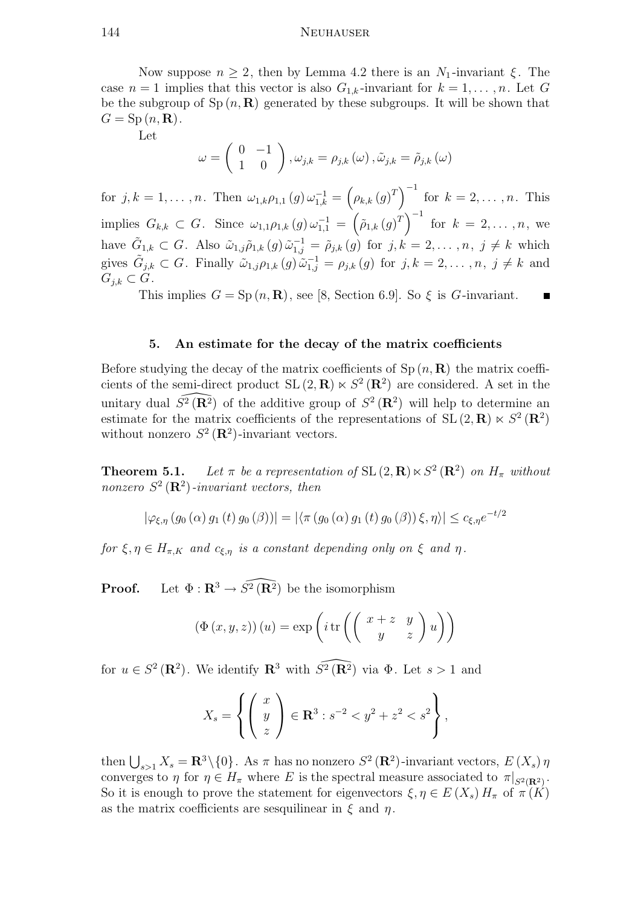Now suppose $n \geq 2$, then by Lemma 4.2 there is an $N_1$-invariant $\xi$. The case $n = 1$ implies that this vector is also $G_{1,k}$-invariant for $k = 1, \dots, n$. Let $G$ be the subgroup of $\mathrm{Sp}\,(n, \mathbf{R})$ generated by these subgroups. It will be shown that $G = \mathrm{Sp}\,(n, \mathbf{R})$.

Let

$$\omega = \begin{pmatrix} 0 & -1 \\ 1 & 0 \end{pmatrix}, \omega_{j,k} = \rho_{j,k}(\omega), \tilde{\omega}_{j,k} = \tilde{\rho}_{j,k}(\omega)$$

for $j, k = 1, \dots, n$. Then $\omega_{1,k}\rho_{1,1}(g)\,\omega_{1,k}^{-1} = \left(\rho_{k,k}(g)^T\right)^{-1}$ for $k = 2, \dots, n$. This implies $G_{k,k} \subset G$. Since $\omega_{1,1}\rho_{1,k}(g)\,\omega_{1,1}^{-1} = \left(\tilde{\rho}_{1,k}(g)^T\right)^{-1}$ for $k = 2, \dots, n$, we have $\tilde{G}_{1,k} \subset G$. Also $\tilde{\omega}_{1,j}\tilde{\rho}_{1,k}(g)\,\tilde{\omega}_{1,j}^{-1} = \tilde{\rho}_{j,k}(g)$ for $j, k = 2, \dots, n$, $j \neq k$ which gives $\tilde{G}_{j,k} \subset G$. Finally $\tilde{\omega}_{1,j}\rho_{1,k}(g)\,\tilde{\omega}_{1,j}^{-1} = \rho_{j,k}(g)$ for $j, k = 2, \dots, n$, $j \neq k$ and $G_{j,k} \subset G$.

This implies $G = \mathrm{Sp}\,(n, \mathbf{R})$, see [8, Section 6.9]. So $\xi$ is $G$-invariant. ■

## 5. An estimate for the decay of the matrix coefficients

Before studying the decay of the matrix coefficients of $\mathrm{Sp}\,(n, \mathbf{R})$ the matrix coefficients of the semi-direct product $\mathrm{SL}\,(2, \mathbf{R}) \ltimes S^2(\mathbf{R}^2)$ are considered. A set in the unitary dual $\widehat{S^2(\mathbf{R}^2)}$ of the additive group of $S^2(\mathbf{R}^2)$ will help to determine an estimate for the matrix coefficients of the representations of $\mathrm{SL}\,(2, \mathbf{R}) \ltimes S^2(\mathbf{R}^2)$ without nonzero $S^2(\mathbf{R}^2)$-invariant vectors.

**Theorem 5.1.** *Let $\pi$ be a representation of $\mathrm{SL}\,(2, \mathbf{R}) \ltimes S^2(\mathbf{R}^2)$ on $H_\pi$ without nonzero $S^2(\mathbf{R}^2)$-invariant vectors, then*

$$|\varphi_{\xi,\eta}(g_0(\alpha)\, g_1(t)\, g_0(\beta))| = |\langle \pi(g_0(\alpha)\, g_1(t)\, g_0(\beta))\,\xi, \eta\rangle| \leq c_{\xi,\eta} e^{-t/2}$$

*for $\xi, \eta \in H_{\pi,K}$ and $c_{\xi,\eta}$ is a constant depending only on $\xi$ and $\eta$.*

**Proof.** Let $\Phi : \mathbf{R}^3 \to \widehat{S^2(\mathbf{R}^2)}$ be the isomorphism

$$(\Phi(x, y, z))(u) = \exp\left(i \,\mathrm{tr}\left(\begin{pmatrix} x + z & y \\ y & z \end{pmatrix} u\right)\right)$$

for $u \in S^2(\mathbf{R}^2)$. We identify $\mathbf{R}^3$ with $\widehat{S^2(\mathbf{R}^2)}$ via $\Phi$. Let $s > 1$ and

$$X_s = \left\{ \begin{pmatrix} x \\ y \\ z \end{pmatrix} \in \mathbf{R}^3 : s^{-2} < y^2 + z^2 < s^2 \right\},$$

then $\bigcup_{s>1} X_s = \mathbf{R}^3 \backslash \{0\}$. As $\pi$ has no nonzero $S^2(\mathbf{R}^2)$-invariant vectors, $E(X_s)\,\eta$ converges to $\eta$ for $\eta \in H_\pi$ where $E$ is the spectral measure associated to $\pi|_{S^2(\mathbf{R}^2)}$. So it is enough to prove the statement for eigenvectors $\xi, \eta \in E(X_s)\, H_\pi$ of $\pi(K)$ as the matrix coefficients are sesquilinear in $\xi$ and $\eta$.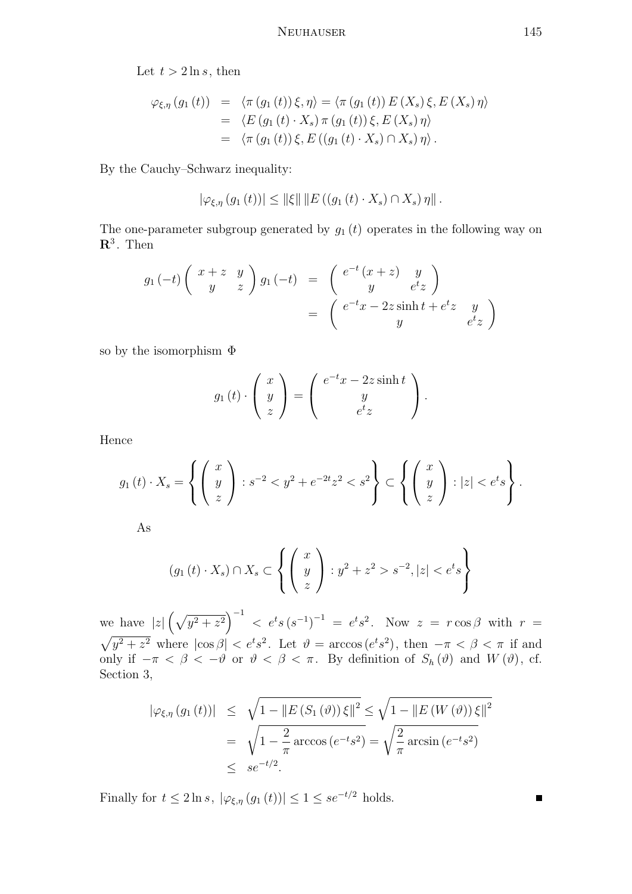Let $t > 2\ln s$, then

$$
\begin{aligned}
\varphi_{\xi,\eta}\left(g_1\left(t\right)\right) &= \left\langle \pi\left(g_1\left(t\right)\right)\xi, \eta\right\rangle = \left\langle \pi\left(g_1\left(t\right)\right)E\left(X_s\right)\xi, E\left(X_s\right)\eta\right\rangle \\
&= \left\langle E\left(g_1\left(t\right)\cdot X_s\right)\pi\left(g_1\left(t\right)\right)\xi, E\left(X_s\right)\eta\right\rangle \\
&= \left\langle \pi\left(g_1\left(t\right)\right)\xi, E\left(\left(g_1\left(t\right)\cdot X_s\right)\cap X_s\right)\eta\right\rangle.
\end{aligned}
$$

By the Cauchy–Schwarz inequality:

$$
\left|\varphi_{\xi,\eta}\left(g_1\left(t\right)\right)\right| \leq \left\|\xi\right\| \left\|E\left(\left(g_1\left(t\right)\cdot X_s\right)\cap X_s\right)\eta\right\|.
$$

The one-parameter subgroup generated by $g_1\left(t\right)$ operates in the following way on $\mathbf{R}^3$. Then

$$
\begin{aligned}
g_1\left(-t\right)\begin{pmatrix} x+z & y \\ y & z \end{pmatrix} g_1\left(-t\right) &= \begin{pmatrix} e^{-t}\left(x+z\right) & y \\ y & e^{t}z \end{pmatrix} \\
&= \begin{pmatrix} e^{-t}x - 2z\sinh t + e^{t}z & y \\ y & e^{t}z \end{pmatrix}
\end{aligned}
$$

so by the isomorphism $\Phi$

$$
g_1\left(t\right)\cdot\begin{pmatrix} x \\ y \\ z \end{pmatrix} = \begin{pmatrix} e^{-t}x - 2z\sinh t \\ y \\ e^{t}z \end{pmatrix}.
$$

Hence

$$
g_1\left(t\right)\cdot X_s = \left\{\begin{pmatrix} x \\ y \\ z \end{pmatrix} : s^{-2} < y^2 + e^{-2t}z^2 < s^2\right\} \subset \left\{\begin{pmatrix} x \\ y \\ z \end{pmatrix} : \left|z\right| < e^{t}s\right\}.
$$

As

$$
\left(g_1\left(t\right)\cdot X_s\right)\cap X_s \subset \left\{\begin{pmatrix} x \\ y \\ z \end{pmatrix} : y^2 + z^2 > s^{-2}, \left|z\right| < e^{t}s\right\}
$$

we have $\left|z\right|\left(\sqrt{y^2+z^2}\right)^{-1} < e^{t}s\left(s^{-1}\right)^{-1} = e^{t}s^2$. Now $z = r\cos\beta$ with $r = \sqrt{y^2+z^2}$ where $\left|\cos\beta\right| < e^{t}s^2$. Let $\vartheta = \arccos\left(e^{t}s^2\right)$, then $-\pi < \beta < \pi$ if and only if $-\pi < \beta < -\vartheta$ or $\vartheta < \beta < \pi$. By definition of $S_h\left(\vartheta\right)$ and $W\left(\vartheta\right)$, cf. Section 3,

$$
\begin{aligned}
\left|\varphi_{\xi,\eta}\left(g_1\left(t\right)\right)\right| &\leq \sqrt{1 - \left\|E\left(S_1\left(\vartheta\right)\right)\xi\right\|^2} \leq \sqrt{1 - \left\|E\left(W\left(\vartheta\right)\right)\xi\right\|^2} \\
&= \sqrt{1 - \frac{2}{\pi}\arccos\left(e^{-t}s^2\right)} = \sqrt{\frac{2}{\pi}\arcsin\left(e^{-t}s^2\right)} \\
&\leq se^{-t/2}.
\end{aligned}
$$

Finally for $t \leq 2\ln s$, $\left|\varphi_{\xi,\eta}\left(g_1\left(t\right)\right)\right| \leq 1 \leq se^{-t/2}$ holds. ∎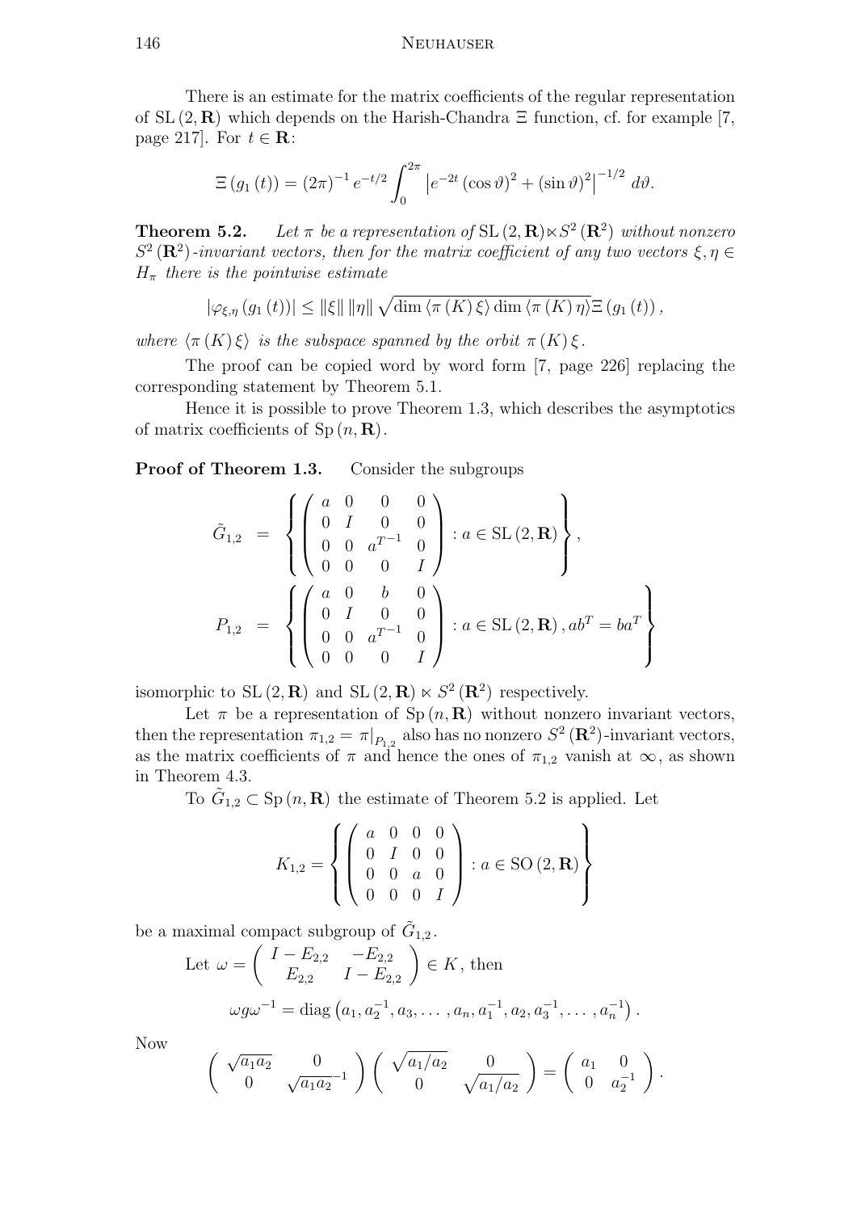There is an estimate for the matrix coefficients of the regular representation of $\mathrm{SL}(2,\mathbf{R})$ which depends on the Harish-Chandra $\Xi$ function, cf. for example [7, page 217]. For $t \in \mathbf{R}$:

$$\Xi(g_1(t)) = (2\pi)^{-1} e^{-t/2} \int_0^{2\pi} \left|e^{-2t}(\cos\vartheta)^2 + (\sin\vartheta)^2\right|^{-1/2} d\vartheta.$$

**Theorem 5.2.** *Let $\pi$ be a representation of $\mathrm{SL}(2,\mathbf{R}) \ltimes S^2(\mathbf{R}^2)$ without nonzero $S^2(\mathbf{R}^2)$-invariant vectors, then for the matrix coefficient of any two vectors $\xi, \eta \in H_\pi$ there is the pointwise estimate*

$$|\varphi_{\xi,\eta}(g_1(t))| \leq \|\xi\| \|\eta\| \sqrt{\dim\langle\pi(K)\xi\rangle \dim\langle\pi(K)\eta\rangle}\,\Xi(g_1(t)),$$

*where $\langle\pi(K)\xi\rangle$ is the subspace spanned by the orbit $\pi(K)\xi$.*

The proof can be copied word by word form [7, page 226] replacing the corresponding statement by Theorem 5.1.

Hence it is possible to prove Theorem 1.3, which describes the asymptotics of matrix coefficients of $\mathrm{Sp}(n,\mathbf{R})$.

**Proof of Theorem 1.3.** Consider the subgroups

$$\tilde{G}_{1,2} = \left\{ \begin{pmatrix} a & 0 & 0 & 0 \\ 0 & I & 0 & 0 \\ 0 & 0 & a^{T^{-1}} & 0 \\ 0 & 0 & 0 & I \end{pmatrix} : a \in \mathrm{SL}(2,\mathbf{R}) \right\},$$

$$P_{1,2} = \left\{ \begin{pmatrix} a & 0 & b & 0 \\ 0 & I & 0 & 0 \\ 0 & 0 & a^{T^{-1}} & 0 \\ 0 & 0 & 0 & I \end{pmatrix} : a \in \mathrm{SL}(2,\mathbf{R}),\, ab^T = ba^T \right\}$$

isomorphic to $\mathrm{SL}(2,\mathbf{R})$ and $\mathrm{SL}(2,\mathbf{R}) \ltimes S^2(\mathbf{R}^2)$ respectively.

Let $\pi$ be a representation of $\mathrm{Sp}(n,\mathbf{R})$ without nonzero invariant vectors, then the representation $\pi_{1,2} = \pi|_{P_{1,2}}$ also has no nonzero $S^2(\mathbf{R}^2)$-invariant vectors, as the matrix coefficients of $\pi$ and hence the ones of $\pi_{1,2}$ vanish at $\infty$, as shown in Theorem 4.3.

To $\tilde{G}_{1,2} \subset \mathrm{Sp}(n,\mathbf{R})$ the estimate of Theorem 5.2 is applied. Let

$$K_{1,2} = \left\{ \begin{pmatrix} a & 0 & 0 & 0 \\ 0 & I & 0 & 0 \\ 0 & 0 & a & 0 \\ 0 & 0 & 0 & I \end{pmatrix} : a \in \mathrm{SO}(2,\mathbf{R}) \right\}$$

be a maximal compact subgroup of $\tilde{G}_{1,2}$.

Let $\omega = \begin{pmatrix} I - E_{2,2} & -E_{2,2} \\ E_{2,2} & I - E_{2,2} \end{pmatrix} \in K$, then

$$\omega g \omega^{-1} = \mathrm{diag}\left(a_1, a_2^{-1}, a_3, \ldots, a_n, a_1^{-1}, a_2, a_3^{-1}, \ldots, a_n^{-1}\right).$$

Now

$$\begin{pmatrix} \sqrt{a_1 a_2} & 0 \\ 0 & \sqrt{a_1 a_2}^{-1} \end{pmatrix} \begin{pmatrix} \sqrt{a_1/a_2} & 0 \\ 0 & \sqrt{a_1/a_2} \end{pmatrix} = \begin{pmatrix} a_1 & 0 \\ 0 & a_2^{-1} \end{pmatrix}.$$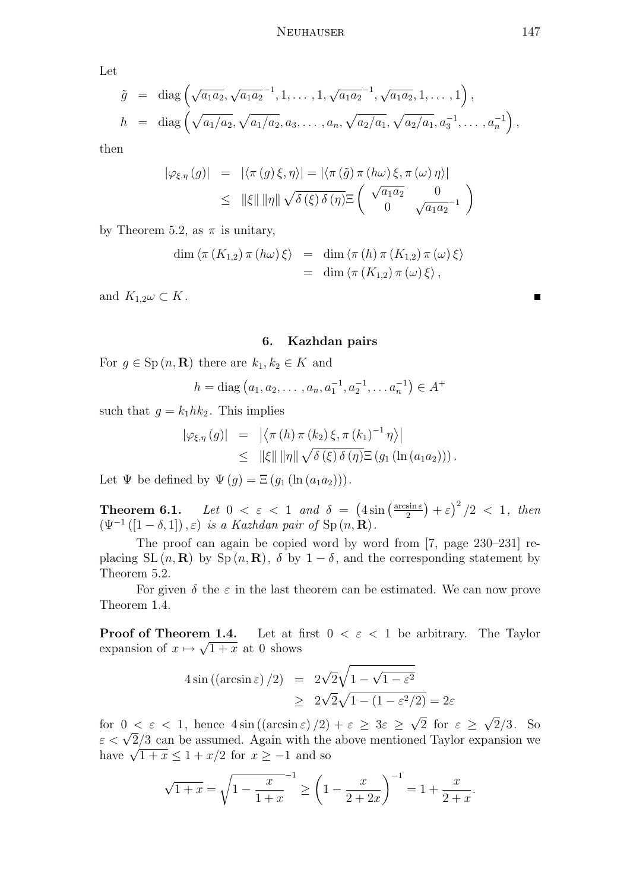Let

$$
\begin{aligned}
\tilde{g} &= \operatorname{diag}\left(\sqrt{a_1 a_2}, \sqrt{a_1 a_2}^{-1}, 1, \ldots, 1, \sqrt{a_1 a_2}^{-1}, \sqrt{a_1 a_2}, 1, \ldots, 1\right), \\
h &= \operatorname{diag}\left(\sqrt{a_1 / a_2}, \sqrt{a_1 / a_2}, a_3, \ldots, a_n, \sqrt{a_2 / a_1}, \sqrt{a_2 / a_1}, a_3^{-1}, \ldots, a_n^{-1}\right),
\end{aligned}
$$

then

$$
\begin{aligned}
\left|\varphi_{\xi,\eta}(g)\right| &= \left|\langle \pi(g)\xi, \eta\rangle\right| = \left|\langle \pi(\tilde{g})\pi(h\omega)\xi, \pi(\omega)\eta\rangle\right| \\
&\leq \|\xi\|\,\|\eta\|\sqrt{\delta(\xi)\,\delta(\eta)}\,\Xi\begin{pmatrix} \sqrt{a_1 a_2} & 0 \\ 0 & \sqrt{a_1 a_2}^{-1} \end{pmatrix}
\end{aligned}
$$

by Theorem 5.2, as $\pi$ is unitary,

$$
\begin{aligned}
\dim \langle \pi(K_{1,2})\pi(h\omega)\xi\rangle &= \dim \langle \pi(h)\pi(K_{1,2})\pi(\omega)\xi\rangle \\
&= \dim \langle \pi(K_{1,2})\pi(\omega)\xi\rangle,
\end{aligned}
$$

and $K_{1,2}\omega \subset K$. ∎

## 6. Kazhdan pairs

For $g \in \operatorname{Sp}(n, \mathbf{R})$ there are $k_1, k_2 \in K$ and

$$
h = \operatorname{diag}\left(a_1, a_2, \ldots, a_n, a_1^{-1}, a_2^{-1}, \ldots a_n^{-1}\right) \in A^+
$$

such that $g = k_1 h k_2$. This implies

$$
\begin{aligned}
\left|\varphi_{\xi,\eta}(g)\right| &= \left|\left\langle \pi(h)\pi(k_2)\xi, \pi(k_1)^{-1}\eta\right\rangle\right| \\
&\leq \|\xi\|\,\|\eta\|\sqrt{\delta(\xi)\,\delta(\eta)}\,\Xi\left(g_1\left(\ln(a_1 a_2)\right)\right).
\end{aligned}
$$

Let $\Psi$ be defined by $\Psi(g) = \Xi\left(g_1\left(\ln(a_1 a_2)\right)\right)$.

**Theorem 6.1.** *Let $0 < \varepsilon < 1$ and $\delta = \left(4\sin\left(\frac{\arcsin\varepsilon}{2}\right) + \varepsilon\right)^2/2 < 1$, then $\left(\Psi^{-1}([1-\delta, 1]), \varepsilon\right)$ is a Kazhdan pair of $\operatorname{Sp}(n, \mathbf{R})$.*

The proof can again be copied word by word from [7, page 230–231] replacing $\operatorname{SL}(n, \mathbf{R})$ by $\operatorname{Sp}(n, \mathbf{R})$, $\delta$ by $1 - \delta$, and the corresponding statement by Theorem 5.2.

For given $\delta$ the $\varepsilon$ in the last theorem can be estimated. We can now prove Theorem 1.4.

**Proof of Theorem 1.4.** Let at first $0 < \varepsilon < 1$ be arbitrary. The Taylor expansion of $x \mapsto \sqrt{1+x}$ at 0 shows

$$
\begin{aligned}
4\sin\left((\arcsin\varepsilon)/2\right) &= 2\sqrt{2}\sqrt{1 - \sqrt{1-\varepsilon^2}} \\
&\geq 2\sqrt{2}\sqrt{1 - (1 - \varepsilon^2/2)} = 2\varepsilon
\end{aligned}
$$

for $0 < \varepsilon < 1$, hence $4\sin\left((\arcsin\varepsilon)/2\right) + \varepsilon \geq 3\varepsilon \geq \sqrt{2}$ for $\varepsilon \geq \sqrt{2}/3$. So $\varepsilon < \sqrt{2}/3$ can be assumed. Again with the above mentioned Taylor expansion we have $\sqrt{1+x} \leq 1 + x/2$ for $x \geq -1$ and so

$$
\sqrt{1+x} = \sqrt{1 - \frac{x}{1+x}}^{-1} \geq \left(1 - \frac{x}{2+2x}\right)^{-1} = 1 + \frac{x}{2+x}.
$$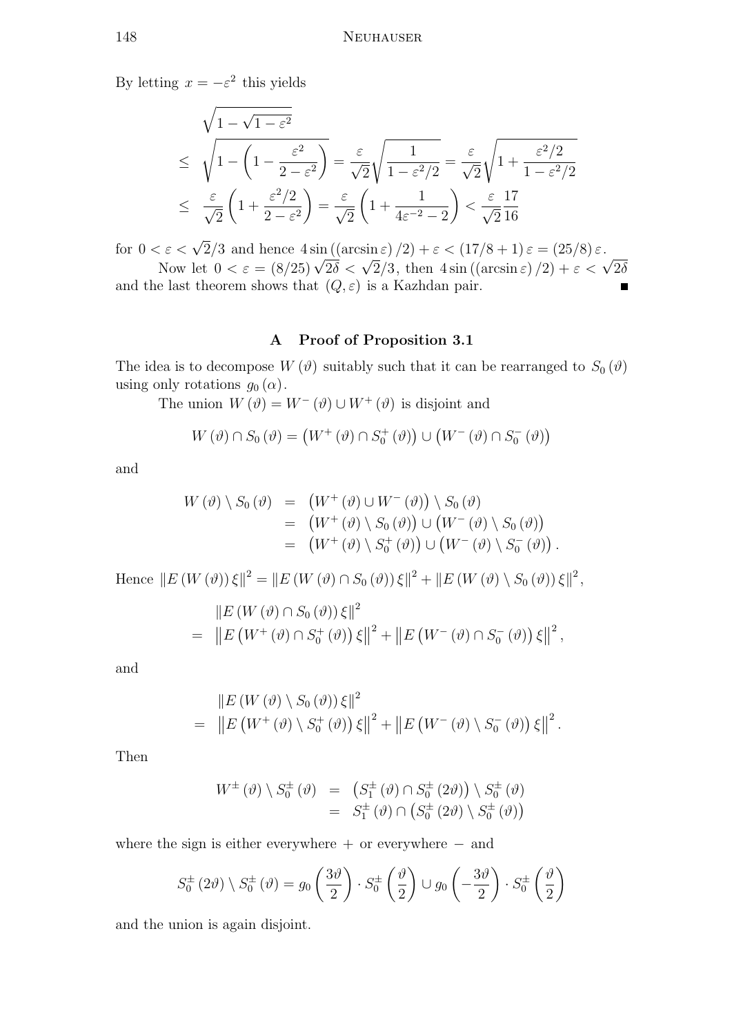By letting $x = -\varepsilon^2$ this yields

$$
\begin{aligned}
&\sqrt{1-\sqrt{1-\varepsilon^2}} \\
\leq\ & \sqrt{1-\left(1-\frac{\varepsilon^2}{2-\varepsilon^2}\right)} = \frac{\varepsilon}{\sqrt{2}}\sqrt{\frac{1}{1-\varepsilon^2/2}} = \frac{\varepsilon}{\sqrt{2}}\sqrt{1+\frac{\varepsilon^2/2}{1-\varepsilon^2/2}} \\
\leq\ & \frac{\varepsilon}{\sqrt{2}}\left(1+\frac{\varepsilon^2/2}{2-\varepsilon^2}\right) = \frac{\varepsilon}{\sqrt{2}}\left(1+\frac{1}{4\varepsilon^{-2}-2}\right) < \frac{\varepsilon}{\sqrt{2}}\frac{17}{16}
\end{aligned}
$$

for $0 < \varepsilon < \sqrt{2}/3$ and hence $4\sin\left(\left(\arcsin\varepsilon\right)/2\right) + \varepsilon < \left(17/8+1\right)\varepsilon = \left(25/8\right)\varepsilon$.

Now let $0 < \varepsilon = \left(8/25\right)\sqrt{2\delta} < \sqrt{2}/3$, then $4\sin\left(\left(\arcsin\varepsilon\right)/2\right) + \varepsilon < \sqrt{2\delta}$ and the last theorem shows that $(Q, \varepsilon)$ is a Kazhdan pair. ∎

## A Proof of Proposition 3.1

The idea is to decompose $W(\vartheta)$ suitably such that it can be rearranged to $S_0(\vartheta)$ using only rotations $g_0(\alpha)$.

The union $W(\vartheta) = W^-(\vartheta) \cup W^+(\vartheta)$ is disjoint and

$$
W(\vartheta) \cap S_0(\vartheta) = \left(W^+(\vartheta) \cap S_0^+(\vartheta)\right) \cup \left(W^-(\vartheta) \cap S_0^-(\vartheta)\right)
$$

and

$$
\begin{aligned}
W(\vartheta) \setminus S_0(\vartheta) &= \left(W^+(\vartheta) \cup W^-(\vartheta)\right) \setminus S_0(\vartheta) \\
&= \left(W^+(\vartheta) \setminus S_0(\vartheta)\right) \cup \left(W^-(\vartheta) \setminus S_0(\vartheta)\right) \\
&= \left(W^+(\vartheta) \setminus S_0^+(\vartheta)\right) \cup \left(W^-(\vartheta) \setminus S_0^-(\vartheta)\right).
\end{aligned}
$$

Hence $\|E(W(\vartheta))\xi\|^2 = \|E(W(\vartheta) \cap S_0(\vartheta))\xi\|^2 + \|E(W(\vartheta) \setminus S_0(\vartheta))\xi\|^2$,

$$
\begin{aligned}
&\|E(W(\vartheta) \cap S_0(\vartheta))\xi\|^2 \\
=\ & \left\|E\left(W^+(\vartheta) \cap S_0^+(\vartheta)\right)\xi\right\|^2 + \left\|E\left(W^-(\vartheta) \cap S_0^-(\vartheta)\right)\xi\right\|^2,
\end{aligned}
$$

and

$$
\begin{aligned}
&\|E(W(\vartheta) \setminus S_0(\vartheta))\xi\|^2 \\
=\ & \left\|E\left(W^+(\vartheta) \setminus S_0^+(\vartheta)\right)\xi\right\|^2 + \left\|E\left(W^-(\vartheta) \setminus S_0^-(\vartheta)\right)\xi\right\|^2.
\end{aligned}
$$

Then

$$
\begin{aligned}
W^\pm(\vartheta) \setminus S_0^\pm(\vartheta) &= \left(S_1^\pm(\vartheta) \cap S_0^\pm(2\vartheta)\right) \setminus S_0^\pm(\vartheta) \\
&= S_1^\pm(\vartheta) \cap \left(S_0^\pm(2\vartheta) \setminus S_0^\pm(\vartheta)\right)
\end{aligned}
$$

where the sign is either everywhere $+$ or everywhere $-$ and

$$
S_0^\pm(2\vartheta) \setminus S_0^\pm(\vartheta) = g_0\left(\frac{3\vartheta}{2}\right) \cdot S_0^\pm\left(\frac{\vartheta}{2}\right) \cup g_0\left(-\frac{3\vartheta}{2}\right) \cdot S_0^\pm\left(\frac{\vartheta}{2}\right)
$$

and the union is again disjoint.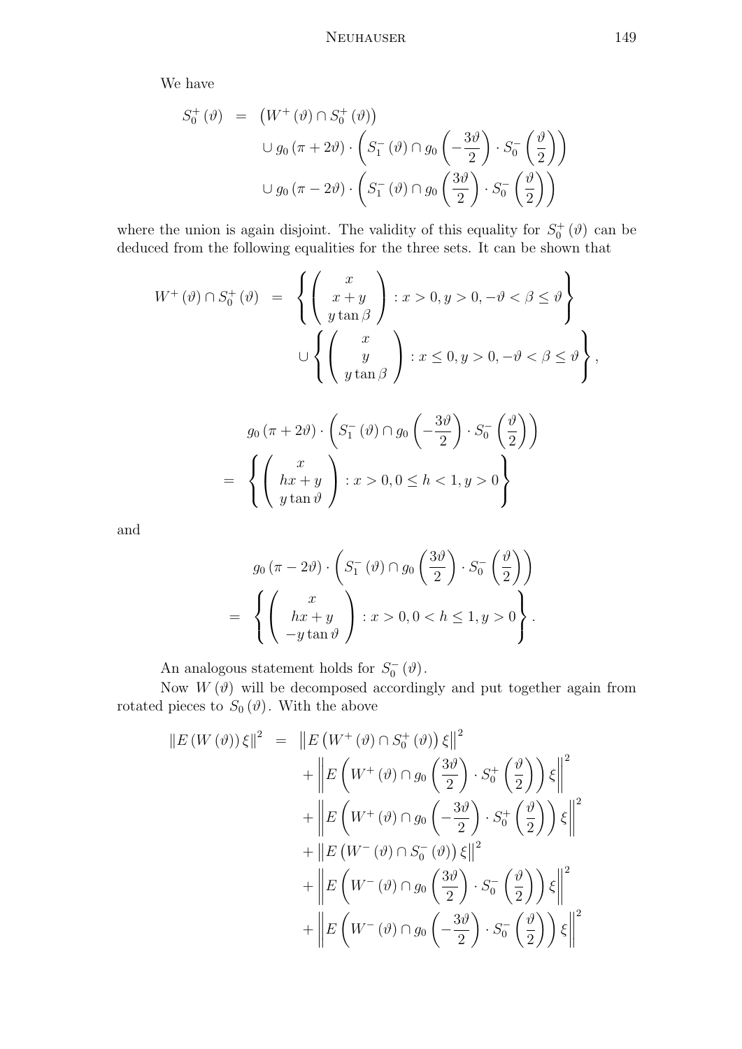We have

$$
\begin{aligned}
S_0^+(\vartheta) &= \left(W^+(\vartheta) \cap S_0^+(\vartheta)\right) \\
&\quad \cup g_0(\pi + 2\vartheta) \cdot \left(S_1^-(\vartheta) \cap g_0\left(-\frac{3\vartheta}{2}\right) \cdot S_0^-\left(\frac{\vartheta}{2}\right)\right) \\
&\quad \cup g_0(\pi - 2\vartheta) \cdot \left(S_1^-(\vartheta) \cap g_0\left(\frac{3\vartheta}{2}\right) \cdot S_0^-\left(\frac{\vartheta}{2}\right)\right)
\end{aligned}
$$

where the union is again disjoint. The validity of this equality for $S_0^+(\vartheta)$ can be deduced from the following equalities for the three sets. It can be shown that

$$
\begin{aligned}
W^+(\vartheta) \cap S_0^+(\vartheta) &= \left\{ \begin{pmatrix} x \\ x+y \\ y\tan\beta \end{pmatrix} : x > 0, y > 0, -\vartheta < \beta \leq \vartheta \right\} \\
&\quad \cup \left\{ \begin{pmatrix} x \\ y \\ y\tan\beta \end{pmatrix} : x \leq 0, y > 0, -\vartheta < \beta \leq \vartheta \right\},
\end{aligned}
$$

$$
\begin{aligned}
& g_0(\pi + 2\vartheta) \cdot \left(S_1^-(\vartheta) \cap g_0\left(-\frac{3\vartheta}{2}\right) \cdot S_0^-\left(\frac{\vartheta}{2}\right)\right) \\
=\ & \left\{ \begin{pmatrix} x \\ hx+y \\ y\tan\vartheta \end{pmatrix} : x > 0, 0 \leq h < 1, y > 0 \right\}
\end{aligned}
$$

and

$$
\begin{aligned}
& g_0(\pi - 2\vartheta) \cdot \left(S_1^-(\vartheta) \cap g_0\left(\frac{3\vartheta}{2}\right) \cdot S_0^-\left(\frac{\vartheta}{2}\right)\right) \\
=\ & \left\{ \begin{pmatrix} x \\ hx+y \\ -y\tan\vartheta \end{pmatrix} : x > 0, 0 < h \leq 1, y > 0 \right\}.
\end{aligned}
$$

An analogous statement holds for $S_0^-(\vartheta)$.

Now $W(\vartheta)$ will be decomposed accordingly and put together again from rotated pieces to $S_0(\vartheta)$. With the above

$$
\begin{aligned}
\left\| E(W(\vartheta))\xi \right\|^2 &= \left\| E\left(W^+(\vartheta) \cap S_0^+(\vartheta)\right)\xi \right\|^2 \\
&\quad + \left\| E\left(W^+(\vartheta) \cap g_0\left(\frac{3\vartheta}{2}\right) \cdot S_0^+\left(\frac{\vartheta}{2}\right)\right)\xi \right\|^2 \\
&\quad + \left\| E\left(W^+(\vartheta) \cap g_0\left(-\frac{3\vartheta}{2}\right) \cdot S_0^+\left(\frac{\vartheta}{2}\right)\right)\xi \right\|^2 \\
&\quad + \left\| E\left(W^-(\vartheta) \cap S_0^-(\vartheta)\right)\xi \right\|^2 \\
&\quad + \left\| E\left(W^-(\vartheta) \cap g_0\left(\frac{3\vartheta}{2}\right) \cdot S_0^-\left(\frac{\vartheta}{2}\right)\right)\xi \right\|^2 \\
&\quad + \left\| E\left(W^-(\vartheta) \cap g_0\left(-\frac{3\vartheta}{2}\right) \cdot S_0^-\left(\frac{\vartheta}{2}\right)\right)\xi \right\|^2
\end{aligned}
$$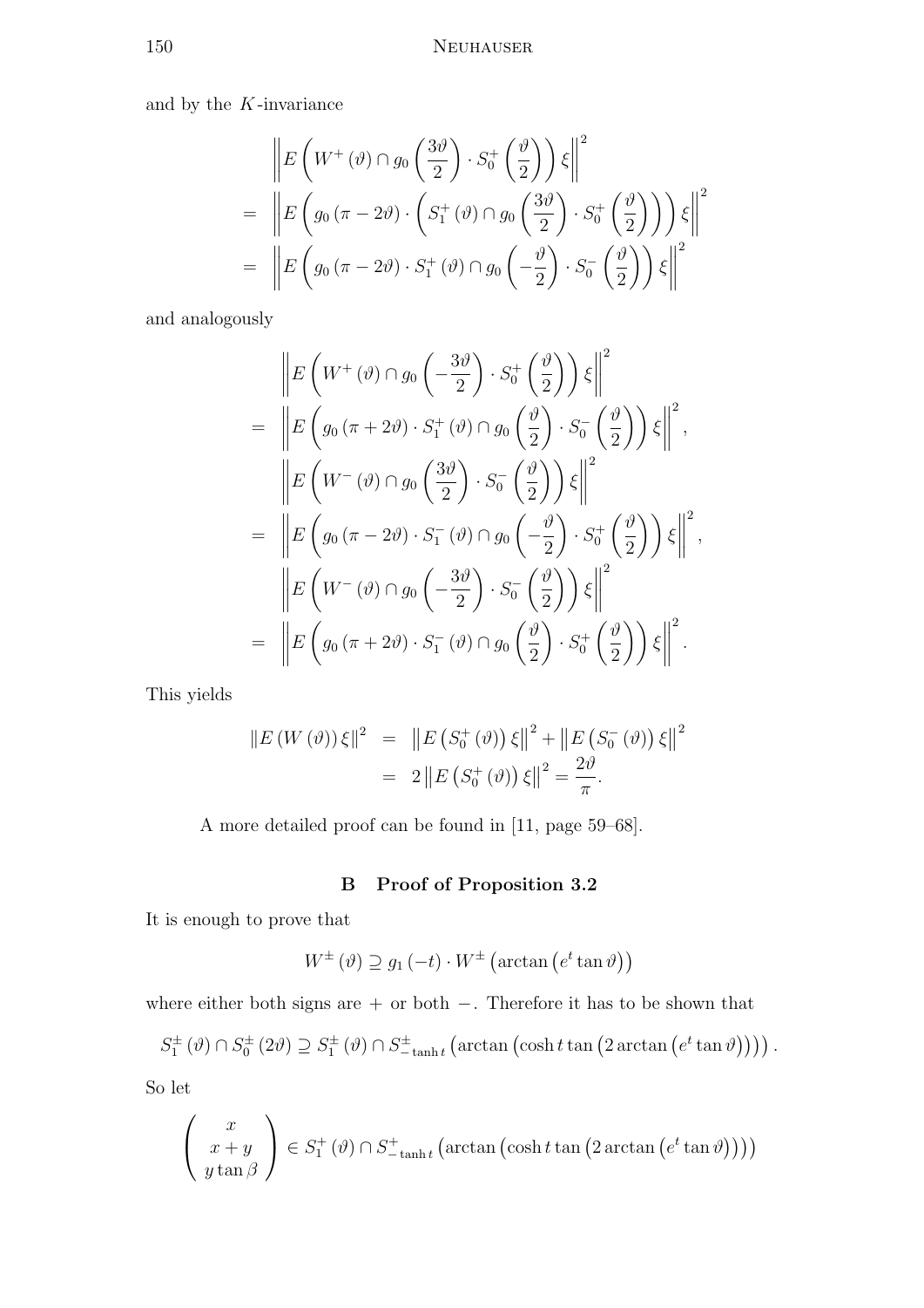and by the $K$-invariance

$$
\begin{aligned}
& \left\| E\left(W^{+}(\vartheta) \cap g_0\left(\frac{3\vartheta}{2}\right) \cdot S_0^{+}\left(\frac{\vartheta}{2}\right)\right) \xi\right\|^2 \\
= & \left\| E\left(g_0(\pi-2\vartheta) \cdot \left(S_1^{+}(\vartheta) \cap g_0\left(\frac{3\vartheta}{2}\right) \cdot S_0^{+}\left(\frac{\vartheta}{2}\right)\right)\right) \xi\right\|^2 \\
= & \left\| E\left(g_0(\pi-2\vartheta) \cdot S_1^{+}(\vartheta) \cap g_0\left(-\frac{\vartheta}{2}\right) \cdot S_0^{-}\left(\frac{\vartheta}{2}\right)\right) \xi\right\|^2
\end{aligned}
$$

and analogously

$$
\begin{aligned}
& \left\| E\left(W^{+}(\vartheta) \cap g_0\left(-\frac{3\vartheta}{2}\right) \cdot S_0^{+}\left(\frac{\vartheta}{2}\right)\right) \xi\right\|^2 \\
= & \left\| E\left(g_0(\pi+2\vartheta) \cdot S_1^{+}(\vartheta) \cap g_0\left(\frac{\vartheta}{2}\right) \cdot S_0^{-}\left(\frac{\vartheta}{2}\right)\right) \xi\right\|^2, \\
& \left\| E\left(W^{-}(\vartheta) \cap g_0\left(\frac{3\vartheta}{2}\right) \cdot S_0^{-}\left(\frac{\vartheta}{2}\right)\right) \xi\right\|^2 \\
= & \left\| E\left(g_0(\pi-2\vartheta) \cdot S_1^{-}(\vartheta) \cap g_0\left(-\frac{\vartheta}{2}\right) \cdot S_0^{+}\left(\frac{\vartheta}{2}\right)\right) \xi\right\|^2, \\
& \left\| E\left(W^{-}(\vartheta) \cap g_0\left(-\frac{3\vartheta}{2}\right) \cdot S_0^{-}\left(\frac{\vartheta}{2}\right)\right) \xi\right\|^2 \\
= & \left\| E\left(g_0(\pi+2\vartheta) \cdot S_1^{-}(\vartheta) \cap g_0\left(\frac{\vartheta}{2}\right) \cdot S_0^{+}\left(\frac{\vartheta}{2}\right)\right) \xi\right\|^2 .
\end{aligned}
$$

This yields

$$
\begin{aligned}
\left\| E(W(\vartheta)) \xi\right\|^2 &= \left\| E\left(S_0^{+}(\vartheta)\right) \xi\right\|^2 + \left\| E\left(S_0^{-}(\vartheta)\right) \xi\right\|^2 \\
&= 2\left\| E\left(S_0^{+}(\vartheta)\right) \xi\right\|^2 = \frac{2\vartheta}{\pi}.
\end{aligned}
$$

A more detailed proof can be found in [11, page 59–68].

## B Proof of Proposition 3.2

It is enough to prove that

$$
W^{\pm}(\vartheta) \supseteq g_1(-t) \cdot W^{\pm}\left(\arctan\left(e^t \tan\vartheta\right)\right)
$$

where either both signs are $+$ or both $-$. Therefore it has to be shown that

$$
S_1^{\pm}(\vartheta) \cap S_0^{\pm}(2\vartheta) \supseteq S_1^{\pm}(\vartheta) \cap S_{-\tanh t}^{\pm}\left(\arctan\left(\cosh t \tan\left(2\arctan\left(e^t \tan\vartheta\right)\right)\right)\right).
$$

So let

$$
\begin{pmatrix} x \\ x+y \\ y\tan\beta \end{pmatrix} \in S_1^{+}(\vartheta) \cap S_{-\tanh t}^{+}\left(\arctan\left(\cosh t \tan\left(2\arctan\left(e^t \tan\vartheta\right)\right)\right)\right)
$$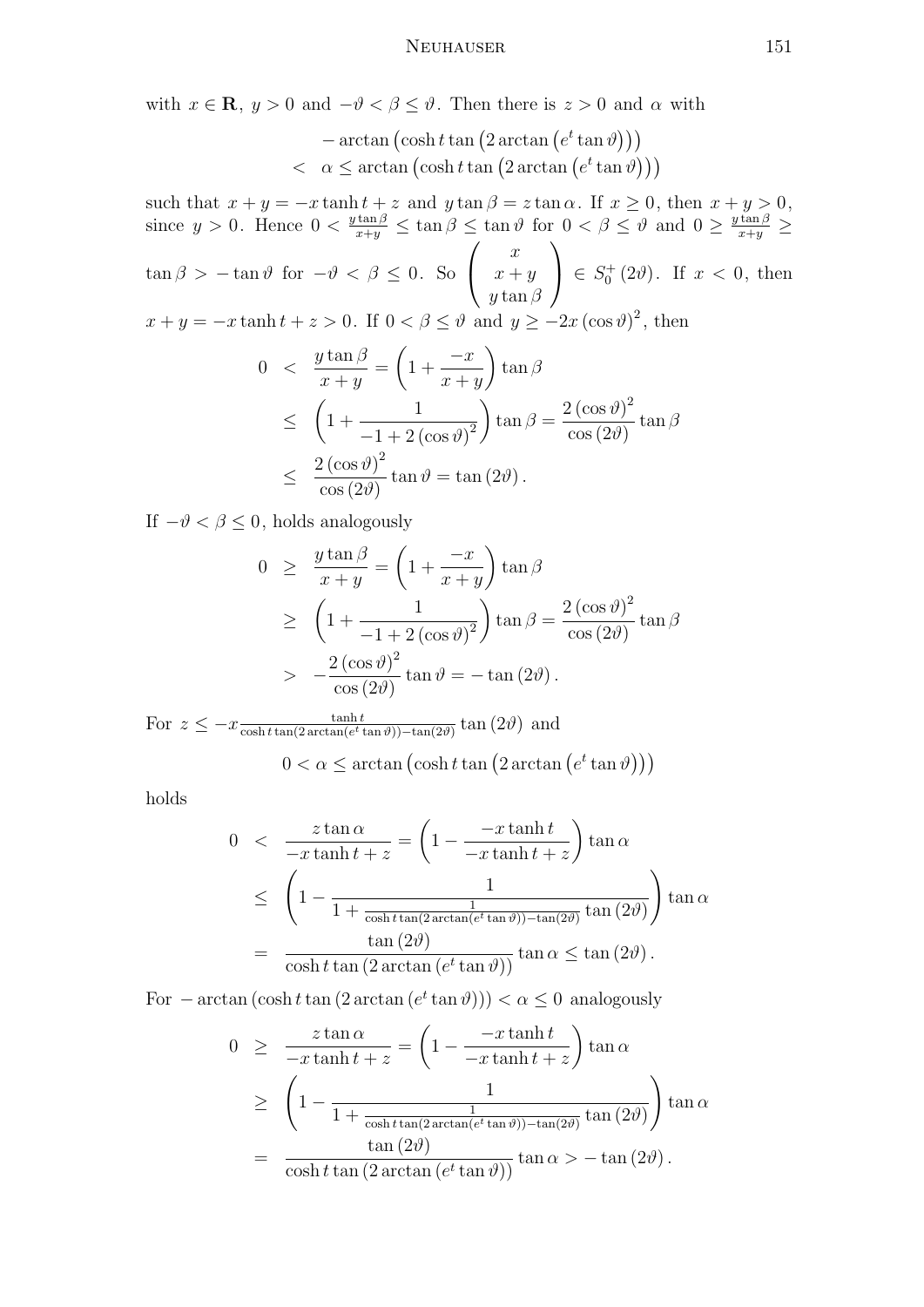with $x \in \mathbf{R}$, $y > 0$ and $-\vartheta < \beta \leq \vartheta$. Then there is $z > 0$ and $\alpha$ with

$$
\begin{array}{rl}
& -\arctan\left(\cosh t \tan\left(2\arctan\left(e^{t}\tan\vartheta\right)\right)\right) \\
< & \alpha \leq \arctan\left(\cosh t \tan\left(2\arctan\left(e^{t}\tan\vartheta\right)\right)\right)
\end{array}
$$

such that $x + y = -x\tanh t + z$ and $y\tan\beta = z\tan\alpha$. If $x \geq 0$, then $x + y > 0$, since $y > 0$. Hence $0 < \frac{y\tan\beta}{x+y} \leq \tan\beta \leq \tan\vartheta$ for $0 < \beta \leq \vartheta$ and $0 \geq \frac{y\tan\beta}{x+y} \geq \tan\beta > -\tan\vartheta$ for $-\vartheta < \beta \leq 0$. So $\begin{pmatrix} x \\ x+y \\ y\tan\beta \end{pmatrix} \in S_0^+(2\vartheta)$. If $x < 0$, then $x + y = -x\tanh t + z > 0$. If $0 < \beta \leq \vartheta$ and $y \geq -2x(\cos\vartheta)^2$, then

$$
\begin{aligned}
0 &< \frac{y\tan\beta}{x+y} = \left(1 + \frac{-x}{x+y}\right)\tan\beta \\
&\leq \left(1 + \frac{1}{-1 + 2(\cos\vartheta)^2}\right)\tan\beta = \frac{2(\cos\vartheta)^2}{\cos(2\vartheta)}\tan\beta \\
&\leq \frac{2(\cos\vartheta)^2}{\cos(2\vartheta)}\tan\vartheta = \tan(2\vartheta).
\end{aligned}
$$

If $-\vartheta < \beta \leq 0$, holds analogously

$$
\begin{aligned}
0 &\geq \frac{y\tan\beta}{x+y} = \left(1 + \frac{-x}{x+y}\right)\tan\beta \\
&\geq \left(1 + \frac{1}{-1 + 2(\cos\vartheta)^2}\right)\tan\beta = \frac{2(\cos\vartheta)^2}{\cos(2\vartheta)}\tan\beta \\
&> -\frac{2(\cos\vartheta)^2}{\cos(2\vartheta)}\tan\vartheta = -\tan(2\vartheta).
\end{aligned}
$$

For $z \leq -x\frac{\tanh t}{\cosh t\tan(2\arctan(e^t\tan\vartheta)) - \tan(2\vartheta)}\tan(2\vartheta)$ and

$$
0 < \alpha \leq \arctan\left(\cosh t \tan\left(2\arctan\left(e^{t}\tan\vartheta\right)\right)\right)
$$

holds

$$
\begin{aligned}
0 &< \frac{z\tan\alpha}{-x\tanh t + z} = \left(1 - \frac{-x\tanh t}{-x\tanh t + z}\right)\tan\alpha \\
&\leq \left(1 - \frac{1}{1 + \frac{1}{\cosh t\tan(2\arctan(e^t\tan\vartheta)) - \tan(2\vartheta)}\tan(2\vartheta)}\right)\tan\alpha \\
&= \frac{\tan(2\vartheta)}{\cosh t\tan(2\arctan(e^t\tan\vartheta))}\tan\alpha \leq \tan(2\vartheta).
\end{aligned}
$$

For $-\arctan(\cosh t\tan(2\arctan(e^t\tan\vartheta))) < \alpha \leq 0$ analogously

$$
\begin{aligned}
0 &\geq \frac{z\tan\alpha}{-x\tanh t + z} = \left(1 - \frac{-x\tanh t}{-x\tanh t + z}\right)\tan\alpha \\
&\geq \left(1 - \frac{1}{1 + \frac{1}{\cosh t\tan(2\arctan(e^t\tan\vartheta)) - \tan(2\vartheta)}\tan(2\vartheta)}\right)\tan\alpha \\
&= \frac{\tan(2\vartheta)}{\cosh t\tan(2\arctan(e^t\tan\vartheta))}\tan\alpha > -\tan(2\vartheta).
\end{aligned}
$$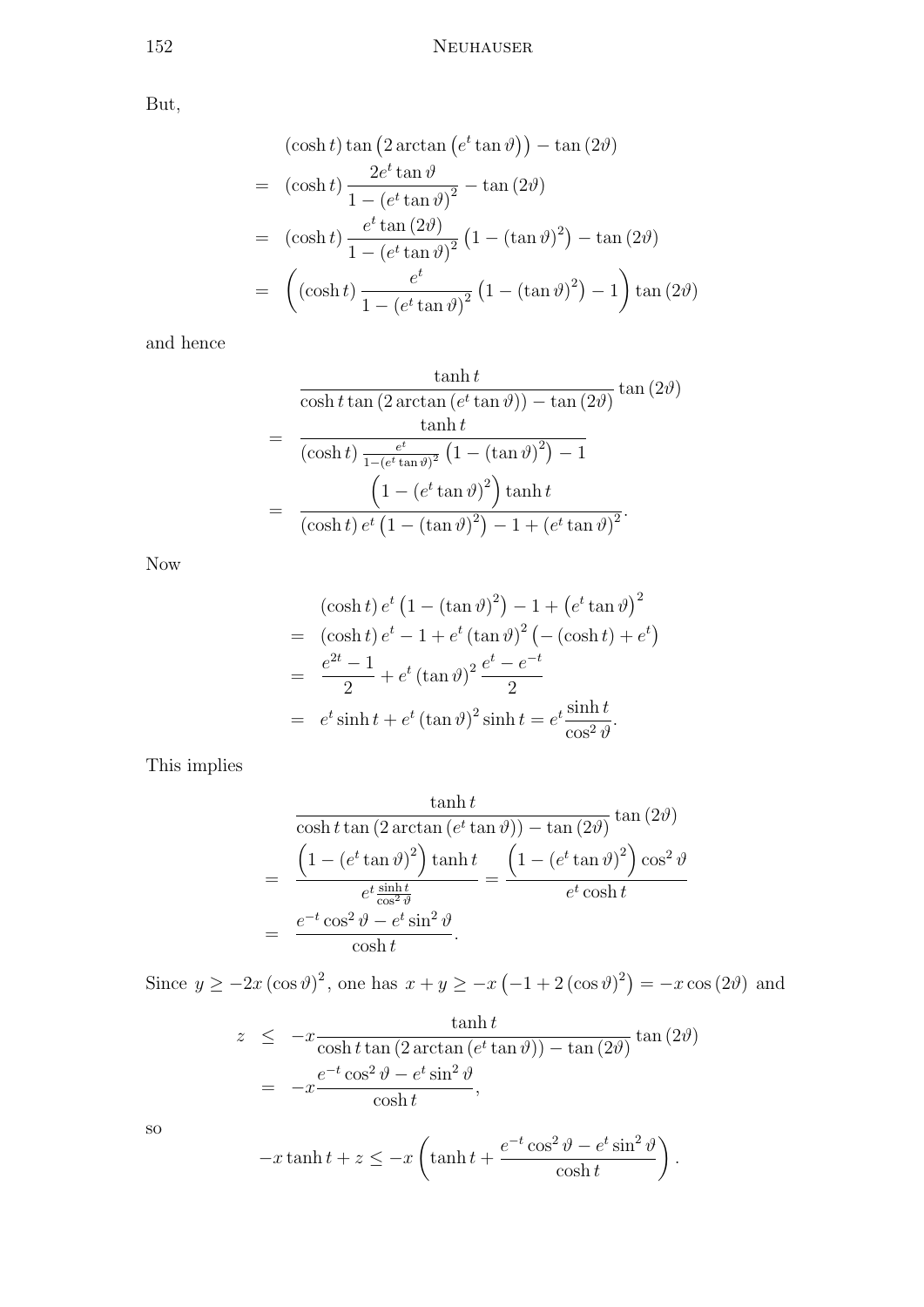But,

$$
\begin{aligned}
& (\cosh t) \tan\left(2 \arctan\left(e^t \tan\vartheta\right)\right) - \tan(2\vartheta) \\
= \;& (\cosh t) \frac{2 e^t \tan\vartheta}{1 - \left(e^t \tan\vartheta\right)^2} - \tan(2\vartheta) \\
= \;& (\cosh t) \frac{e^t \tan(2\vartheta)}{1 - \left(e^t \tan\vartheta\right)^2} \left(1 - (\tan\vartheta)^2\right) - \tan(2\vartheta) \\
= \;& \left( (\cosh t) \frac{e^t}{1 - \left(e^t \tan\vartheta\right)^2} \left(1 - (\tan\vartheta)^2\right) - 1 \right) \tan(2\vartheta)
\end{aligned}
$$

and hence

$$
\begin{aligned}
& \frac{\tanh t}{\cosh t \tan\left(2 \arctan\left(e^t \tan\vartheta\right)\right) - \tan(2\vartheta)} \tan(2\vartheta) \\
= \;& \frac{\tanh t}{(\cosh t) \frac{e^t}{1 - \left(e^t \tan\vartheta\right)^2} \left(1 - (\tan\vartheta)^2\right) - 1} \\
= \;& \frac{\left(1 - \left(e^t \tan\vartheta\right)^2\right) \tanh t}{(\cosh t) e^t \left(1 - (\tan\vartheta)^2\right) - 1 + \left(e^t \tan\vartheta\right)^2}.
\end{aligned}
$$

Now

$$
\begin{aligned}
& (\cosh t) e^t \left(1 - (\tan\vartheta)^2\right) - 1 + \left(e^t \tan\vartheta\right)^2 \\
= \;& (\cosh t) e^t - 1 + e^t (\tan\vartheta)^2 \left(-(\cosh t) + e^t\right) \\
= \;& \frac{e^{2t} - 1}{2} + e^t (\tan\vartheta)^2 \frac{e^t - e^{-t}}{2} \\
= \;& e^t \sinh t + e^t (\tan\vartheta)^2 \sinh t = e^t \frac{\sinh t}{\cos^2\vartheta}.
\end{aligned}
$$

This implies

$$
\begin{aligned}
& \frac{\tanh t}{\cosh t \tan\left(2 \arctan\left(e^t \tan\vartheta\right)\right) - \tan(2\vartheta)} \tan(2\vartheta) \\
= \;& \frac{\left(1 - \left(e^t \tan\vartheta\right)^2\right) \tanh t}{e^t \frac{\sinh t}{\cos^2\vartheta}} = \frac{\left(1 - \left(e^t \tan\vartheta\right)^2\right) \cos^2\vartheta}{e^t \cosh t} \\
= \;& \frac{e^{-t} \cos^2\vartheta - e^t \sin^2\vartheta}{\cosh t}.
\end{aligned}
$$

Since $y \geq -2x (\cos\vartheta)^2$, one has $x + y \geq -x\left(-1 + 2(\cos\vartheta)^2\right) = -x \cos(2\vartheta)$ and

$$
\begin{aligned}
z \;&\leq\; -x \frac{\tanh t}{\cosh t \tan\left(2 \arctan\left(e^t \tan\vartheta\right)\right) - \tan(2\vartheta)} \tan(2\vartheta) \\
&=\; -x \frac{e^{-t} \cos^2\vartheta - e^t \sin^2\vartheta}{\cosh t},
\end{aligned}
$$

so

$$
-x \tanh t + z \leq -x \left( \tanh t + \frac{e^{-t} \cos^2\vartheta - e^t \sin^2\vartheta}{\cosh t} \right).
$$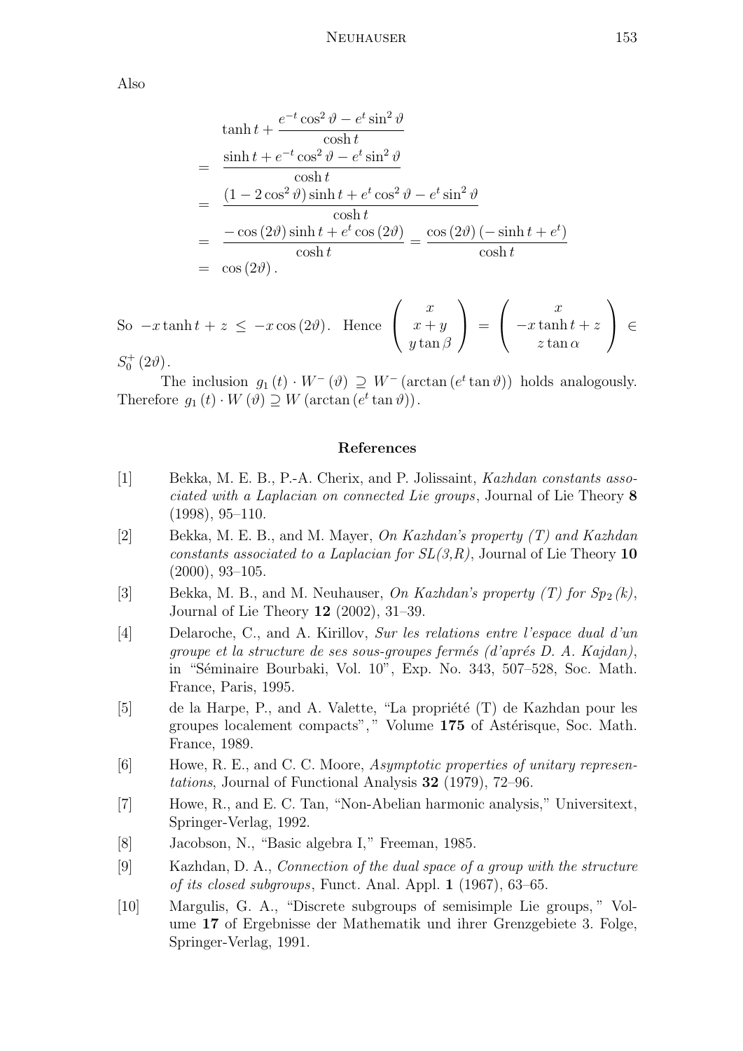Also

$$
\begin{aligned}
& \tanh t + \frac{e^{-t}\cos^2\vartheta - e^t \sin^2\vartheta}{\cosh t} \\
= \; & \frac{\sinh t + e^{-t}\cos^2\vartheta - e^t\sin^2\vartheta}{\cosh t} \\
= \; & \frac{(1 - 2\cos^2\vartheta)\sinh t + e^t\cos^2\vartheta - e^t\sin^2\vartheta}{\cosh t} \\
= \; & \frac{-\cos(2\vartheta)\sinh t + e^t\cos(2\vartheta)}{\cosh t} = \frac{\cos(2\vartheta)\left(-\sinh t + e^t\right)}{\cosh t} \\
= \; & \cos(2\vartheta).
\end{aligned}
$$

So $-x\tanh t + z \leq -x\cos(2\vartheta)$. Hence $\begin{pmatrix} x \\ x+y \\ y\tan\beta \end{pmatrix} = \begin{pmatrix} x \\ -x\tanh t + z \\ z\tan\alpha \end{pmatrix} \in S_0^+(2\vartheta)$.

The inclusion $g_1(t) \cdot W^-(\vartheta) \supseteq W^-(\arctan(e^t\tan\vartheta))$ holds analogously. Therefore $g_1(t) \cdot W(\vartheta) \supseteq W(\arctan(e^t\tan\vartheta))$.

## References

[1] Bekka, M. E. B., P.-A. Cherix, and P. Jolissaint, *Kazhdan constants associated with a Laplacian on connected Lie groups*, Journal of Lie Theory **8** (1998), 95–110.

[2] Bekka, M. E. B., and M. Mayer, *On Kazhdan's property (T) and Kazhdan constants associated to a Laplacian for SL(3,R)*, Journal of Lie Theory **10** (2000), 93–105.

[3] Bekka, M. B., and M. Neuhauser, *On Kazhdan's property (T) for $Sp_2(k)$*, Journal of Lie Theory **12** (2002), 31–39.

[4] Delaroche, C., and A. Kirillov, *Sur les relations entre l'espace dual d'un groupe et la structure de ses sous-groupes fermés (d'aprés D. A. Kajdan)*, in "Séminaire Bourbaki, Vol. 10", Exp. No. 343, 507–528, Soc. Math. France, Paris, 1995.

[5] de la Harpe, P., and A. Valette, "La propriété (T) de Kazhdan pour les groupes localement compacts"," Volume **175** of Astérisque, Soc. Math. France, 1989.

[6] Howe, R. E., and C. C. Moore, *Asymptotic properties of unitary representations*, Journal of Functional Analysis **32** (1979), 72–96.

[7] Howe, R., and E. C. Tan, "Non-Abelian harmonic analysis," Universitext, Springer-Verlag, 1992.

[8] Jacobson, N., "Basic algebra I," Freeman, 1985.

[9] Kazhdan, D. A., *Connection of the dual space of a group with the structure of its closed subgroups*, Funct. Anal. Appl. **1** (1967), 63–65.

[10] Margulis, G. A., "Discrete subgroups of semisimple Lie groups, " Volume **17** of Ergebnisse der Mathematik und ihrer Grenzgebiete 3. Folge, Springer-Verlag, 1991.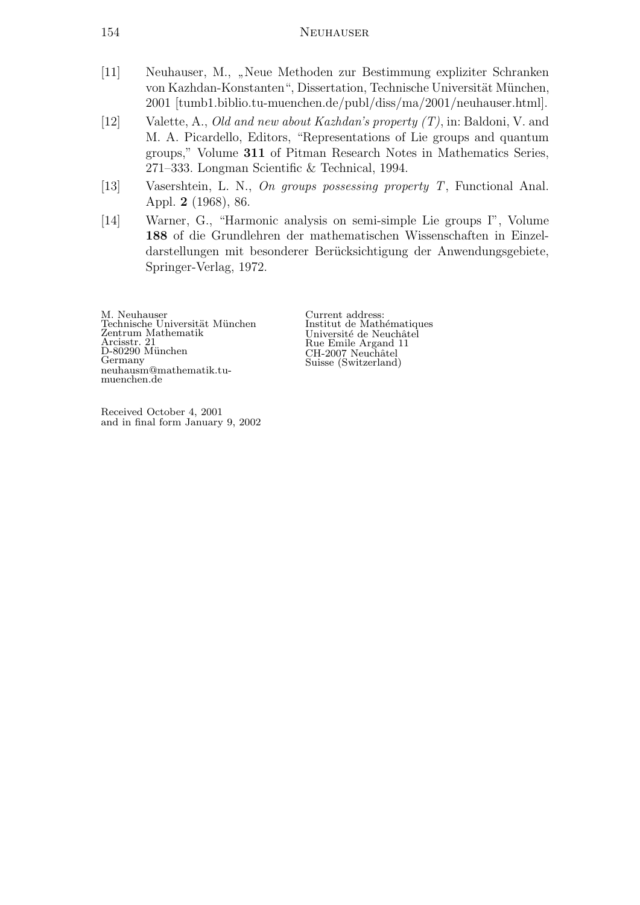[11] Neuhauser, M., „Neue Methoden zur Bestimmung expliziter Schranken von Kazhdan-Konstanten“, Dissertation, Technische Universität München, 2001 [tumb1.biblio.tu-muenchen.de/publ/diss/ma/2001/neuhauser.html].

[12] Valette, A., *Old and new about Kazhdan's property (T)*, in: Baldoni, V. and M. A. Picardello, Editors, “Representations of Lie groups and quantum groups,” Volume **311** of Pitman Research Notes in Mathematics Series, 271–333. Longman Scientific & Technical, 1994.

[13] Vasershtein, L. N., *On groups possessing property T*, Functional Anal. Appl. **2** (1968), 86.

[14] Warner, G., “Harmonic analysis on semi-simple Lie groups I”, Volume **188** of die Grundlehren der mathematischen Wissenschaften in Einzeldarstellungen mit besonderer Berücksichtigung der Anwendungsgebiete, Springer-Verlag, 1972.

M. Neuhauser
Technische Universität München
Zentrum Mathematik
Arcisstr. 21
D-80290 München
Germany
neuhausm@mathematik.tu-muenchen.de

Current address:
Institut de Mathématiques
Université de Neuchâtel
Rue Emile Argand 11
CH-2007 Neuchâtel
Suisse (Switzerland)

Received October 4, 2001
and in final form January 9, 2002